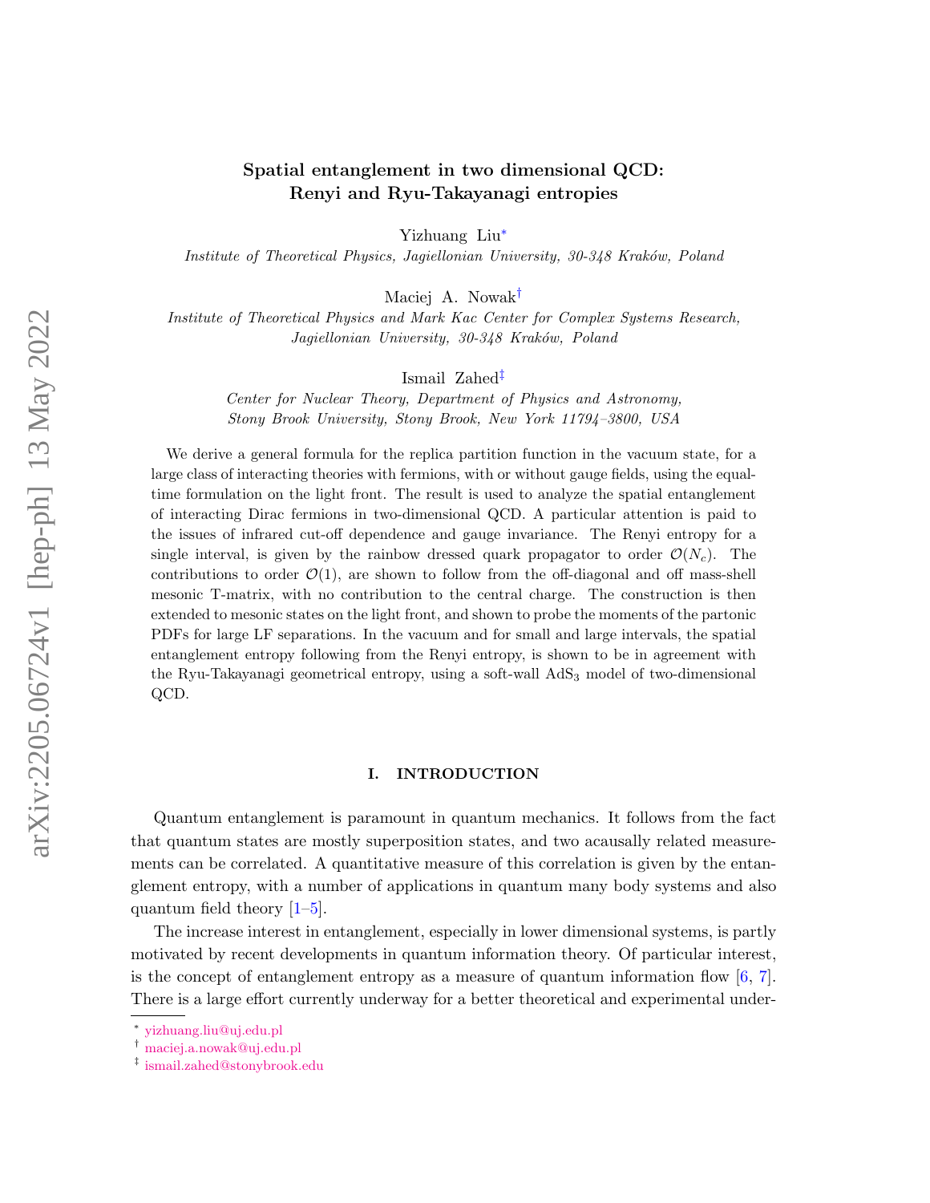# Spatial entanglement in two dimensional QCD: Renyi and Ryu-Takayanagi entropies

Yizhuang Liu[*]

*Institute of Theoretical Physics, Jagiellonian University, 30-348 Kraków, Poland*

Maciej A. Nowak[†]

*Institute of Theoretical Physics and Mark Kac Center for Complex Systems Research, Jagiellonian University, 30-348 Kraków, Poland*

Ismail Zahed[‡]

*Center for Nuclear Theory, Department of Physics and Astronomy, Stony Brook University, Stony Brook, New York 11794–3800, USA*

We derive a general formula for the replica partition function in the vacuum state, for a large class of interacting theories with fermions, with or without gauge fields, using the equal-time formulation on the light front. The result is used to analyze the spatial entanglement of interacting Dirac fermions in two-dimensional QCD. A particular attention is paid to the issues of infrared cut-off dependence and gauge invariance. The Renyi entropy for a single interval, is given by the rainbow dressed quark propagator to order $\mathcal{O}(N_c)$. The contributions to order $\mathcal{O}(1)$, are shown to follow from the off-diagonal and off mass-shell mesonic T-matrix, with no contribution to the central charge. The construction is then extended to mesonic states on the light front, and shown to probe the moments of the partonic PDFs for large LF separations. In the vacuum and for small and large intervals, the spatial entanglement entropy following from the Renyi entropy, is shown to be in agreement with the Ryu-Takayanagi geometrical entropy, using a soft-wall $\mathrm{AdS}_3$ model of two-dimensional QCD.

## I. INTRODUCTION

Quantum entanglement is paramount in quantum mechanics. It follows from the fact that quantum states are mostly superposition states, and two acausally related measurements can be correlated. A quantitative measure of this correlation is given by the entanglement entropy, with a number of applications in quantum many body systems and also quantum field theory [1–5].

The increase interest in entanglement, especially in lower dimensional systems, is partly motivated by recent developments in quantum information theory. Of particular interest, is the concept of entanglement entropy as a measure of quantum information flow [6, 7]. There is a large effort currently underway for a better theoretical and experimental under-

[*] yizhuang.liu@uj.edu.pl

[†] maciej.a.nowak@uj.edu.pl

[‡] ismail.zahed@stonybrook.edu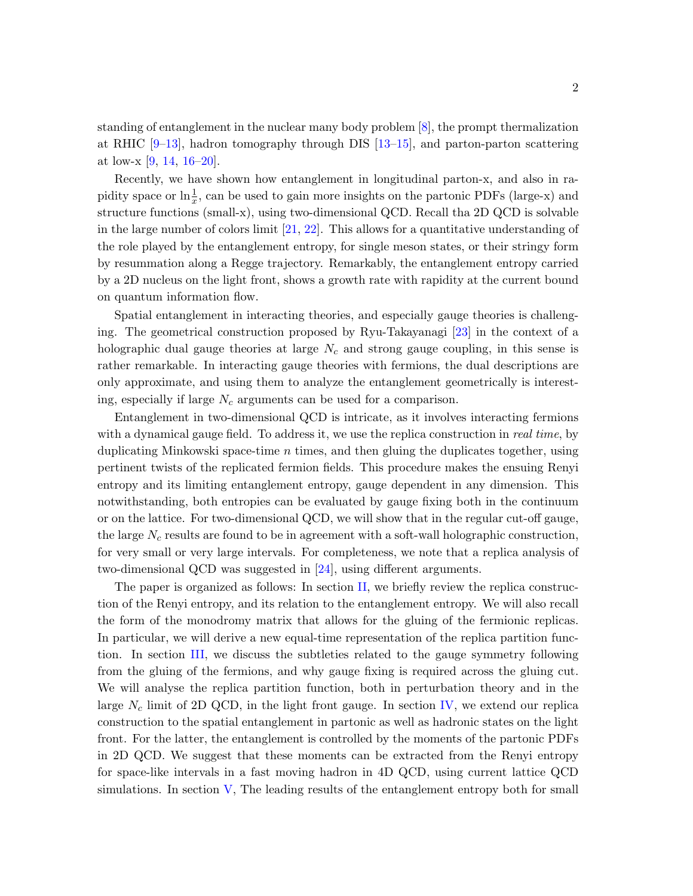standing of entanglement in the nuclear many body problem [8], the prompt thermalization at RHIC [9–13], hadron tomography through DIS [13–15], and parton-parton scattering at low-x [9, 14, 16–20].

Recently, we have shown how entanglement in longitudinal parton-x, and also in rapidity space or $\ln\frac{1}{x}$, can be used to gain more insights on the partonic PDFs (large-x) and structure functions (small-x), using two-dimensional QCD. Recall tha 2D QCD is solvable in the large number of colors limit [21, 22]. This allows for a quantitative understanding of the role played by the entanglement entropy, for single meson states, or their stringy form by resummation along a Regge trajectory. Remarkably, the entanglement entropy carried by a 2D nucleus on the light front, shows a growth rate with rapidity at the current bound on quantum information flow.

Spatial entanglement in interacting theories, and especially gauge theories is challenging. The geometrical construction proposed by Ryu-Takayanagi [23] in the context of a holographic dual gauge theories at large $N_c$ and strong gauge coupling, in this sense is rather remarkable. In interacting gauge theories with fermions, the dual descriptions are only approximate, and using them to analyze the entanglement geometrically is interesting, especially if large $N_c$ arguments can be used for a comparison.

Entanglement in two-dimensional QCD is intricate, as it involves interacting fermions with a dynamical gauge field. To address it, we use the replica construction in *real time*, by duplicating Minkowski space-time $n$ times, and then gluing the duplicates together, using pertinent twists of the replicated fermion fields. This procedure makes the ensuing Renyi entropy and its limiting entanglement entropy, gauge dependent in any dimension. This notwithstanding, both entropies can be evaluated by gauge fixing both in the continuum or on the lattice. For two-dimensional QCD, we will show that in the regular cut-off gauge, the large $N_c$ results are found to be in agreement with a soft-wall holographic construction, for very small or very large intervals. For completeness, we note that a replica analysis of two-dimensional QCD was suggested in [24], using different arguments.

The paper is organized as follows: In section II, we briefly review the replica construction of the Renyi entropy, and its relation to the entanglement entropy. We will also recall the form of the monodromy matrix that allows for the gluing of the fermionic replicas. In particular, we will derive a new equal-time representation of the replica partition function. In section III, we discuss the subtleties related to the gauge symmetry following from the gluing of the fermions, and why gauge fixing is required across the gluing cut. We will analyse the replica partition function, both in perturbation theory and in the large $N_c$ limit of 2D QCD, in the light front gauge. In section IV, we extend our replica construction to the spatial entanglement in partonic as well as hadronic states on the light front. For the latter, the entanglement is controlled by the moments of the partonic PDFs in 2D QCD. We suggest that these moments can be extracted from the Renyi entropy for space-like intervals in a fast moving hadron in 4D QCD, using current lattice QCD simulations. In section V, The leading results of the entanglement entropy both for small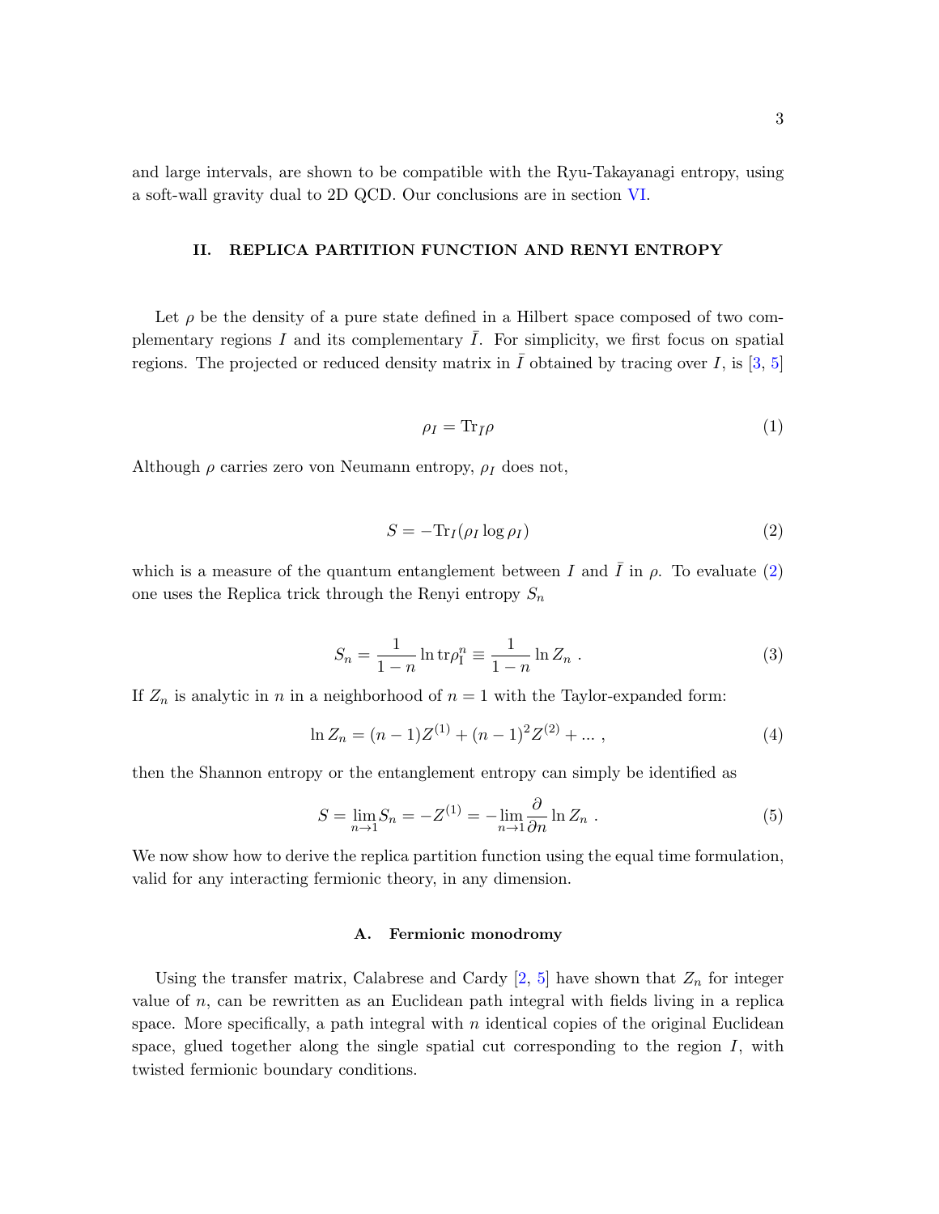and large intervals, are shown to be compatible with the Ryu-Takayanagi entropy, using a soft-wall gravity dual to 2D QCD. Our conclusions are in section VI.

## II. REPLICA PARTITION FUNCTION AND RENYI ENTROPY

Let $\rho$ be the density of a pure state defined in a Hilbert space composed of two complementary regions $I$ and its complementary $\bar{I}$. For simplicity, we first focus on spatial regions. The projected or reduced density matrix in $\bar{I}$ obtained by tracing over $I$, is [3, 5]

$$\rho_I = \mathrm{Tr}_{\bar{I}}\rho \tag{1}$$

Although $\rho$ carries zero von Neumann entropy, $\rho_I$ does not,

$$S = -\mathrm{Tr}_I(\rho_I \log \rho_I) \tag{2}$$

which is a measure of the quantum entanglement between $I$ and $\bar{I}$ in $\rho$. To evaluate (2) one uses the Replica trick through the Renyi entropy $S_n$

$$S_n = \frac{1}{1-n}\ln \mathrm{tr}\rho_{\mathrm{I}}^n \equiv \frac{1}{1-n}\ln Z_n \ . \tag{3}$$

If $Z_n$ is analytic in $n$ in a neighborhood of $n=1$ with the Taylor-expanded form:

$$\ln Z_n = (n-1)Z^{(1)} + (n-1)^2 Z^{(2)} + \ldots \ , \tag{4}$$

then the Shannon entropy or the entanglement entropy can simply be identified as

$$S = \lim_{n\to 1} S_n = -Z^{(1)} = -\lim_{n\to 1}\frac{\partial}{\partial n}\ln Z_n \ . \tag{5}$$

We now show how to derive the replica partition function using the equal time formulation, valid for any interacting fermionic theory, in any dimension.

### A. Fermionic monodromy

Using the transfer matrix, Calabrese and Cardy [2, 5] have shown that $Z_n$ for integer value of $n$, can be rewritten as an Euclidean path integral with fields living in a replica space. More specifically, a path integral with $n$ identical copies of the original Euclidean space, glued together along the single spatial cut corresponding to the region $I$, with twisted fermionic boundary conditions.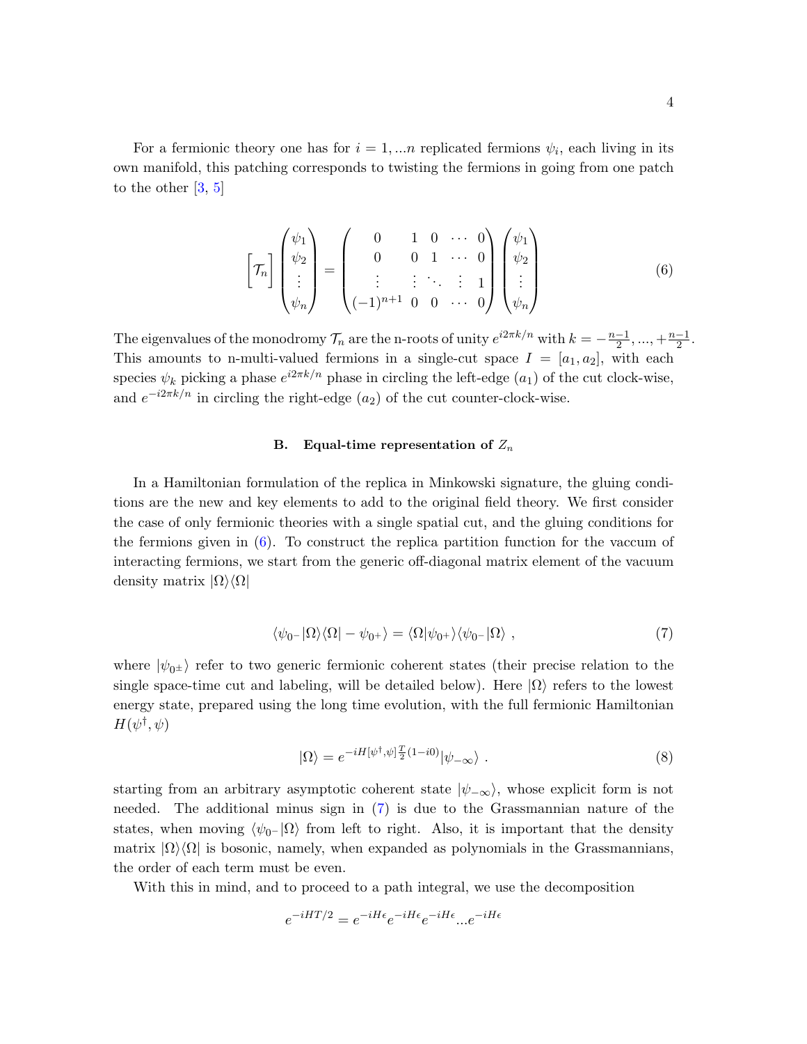For a fermionic theory one has for $i = 1, ...n$ replicated fermions $\psi_i$, each living in its own manifold, this patching corresponds to twisting the fermions in going from one patch to the other [3, 5]

$$\left[\mathcal{T}_n\right]\begin{pmatrix}\psi_1\\ \psi_2\\ \vdots\\ \psi_n\end{pmatrix} = \begin{pmatrix} 0 & 1 & 0 & \cdots & 0\\ 0 & 0 & 1 & \cdots & 0\\ \vdots & \vdots & \ddots & \vdots & 1\\ (-1)^{n+1} & 0 & 0 & \cdots & 0\end{pmatrix}\begin{pmatrix}\psi_1\\ \psi_2\\ \vdots\\ \psi_n\end{pmatrix} \tag{6}$$

The eigenvalues of the monodromy $\mathcal{T}_n$ are the n-roots of unity $e^{i2\pi k/n}$ with $k = -\frac{n-1}{2}, ..., +\frac{n-1}{2}$. This amounts to n-multi-valued fermions in a single-cut space $I = [a_1, a_2]$, with each species $\psi_k$ picking a phase $e^{i2\pi k/n}$ phase in circling the left-edge ($a_1$) of the cut clock-wise, and $e^{-i2\pi k/n}$ in circling the right-edge ($a_2$) of the cut counter-clock-wise.

### B. Equal-time representation of $Z_n$

In a Hamiltonian formulation of the replica in Minkowski signature, the gluing conditions are the new and key elements to add to the original field theory. We first consider the case of only fermionic theories with a single spatial cut, and the gluing conditions for the fermions given in (6). To construct the replica partition function for the vaccum of interacting fermions, we start from the generic off-diagonal matrix element of the vacuum density matrix $|\Omega\rangle\langle\Omega|$

$$\langle\psi_{0^-}|\Omega\rangle\langle\Omega| - \psi_{0^+}\rangle = \langle\Omega|\psi_{0^+}\rangle\langle\psi_{0^-}|\Omega\rangle \ , \tag{7}$$

where $|\psi_{0^\pm}\rangle$ refer to two generic fermionic coherent states (their precise relation to the single space-time cut and labeling, will be detailed below). Here $|\Omega\rangle$ refers to the lowest energy state, prepared using the long time evolution, with the full fermionic Hamiltonian $H(\psi^\dagger, \psi)$

$$|\Omega\rangle = e^{-iH[\psi^\dagger,\psi]\frac{T}{2}(1-i0)}|\psi_{-\infty}\rangle \ . \tag{8}$$

starting from an arbitrary asymptotic coherent state $|\psi_{-\infty}\rangle$, whose explicit form is not needed. The additional minus sign in (7) is due to the Grassmannian nature of the states, when moving $\langle\psi_{0^-}|\Omega\rangle$ from left to right. Also, it is important that the density matrix $|\Omega\rangle\langle\Omega|$ is bosonic, namely, when expanded as polynomials in the Grassmannians, the order of each term must be even.

With this in mind, and to proceed to a path integral, we use the decomposition

$$e^{-iHT/2} = e^{-iH\epsilon}e^{-iH\epsilon}e^{-iH\epsilon}...e^{-iH\epsilon}$$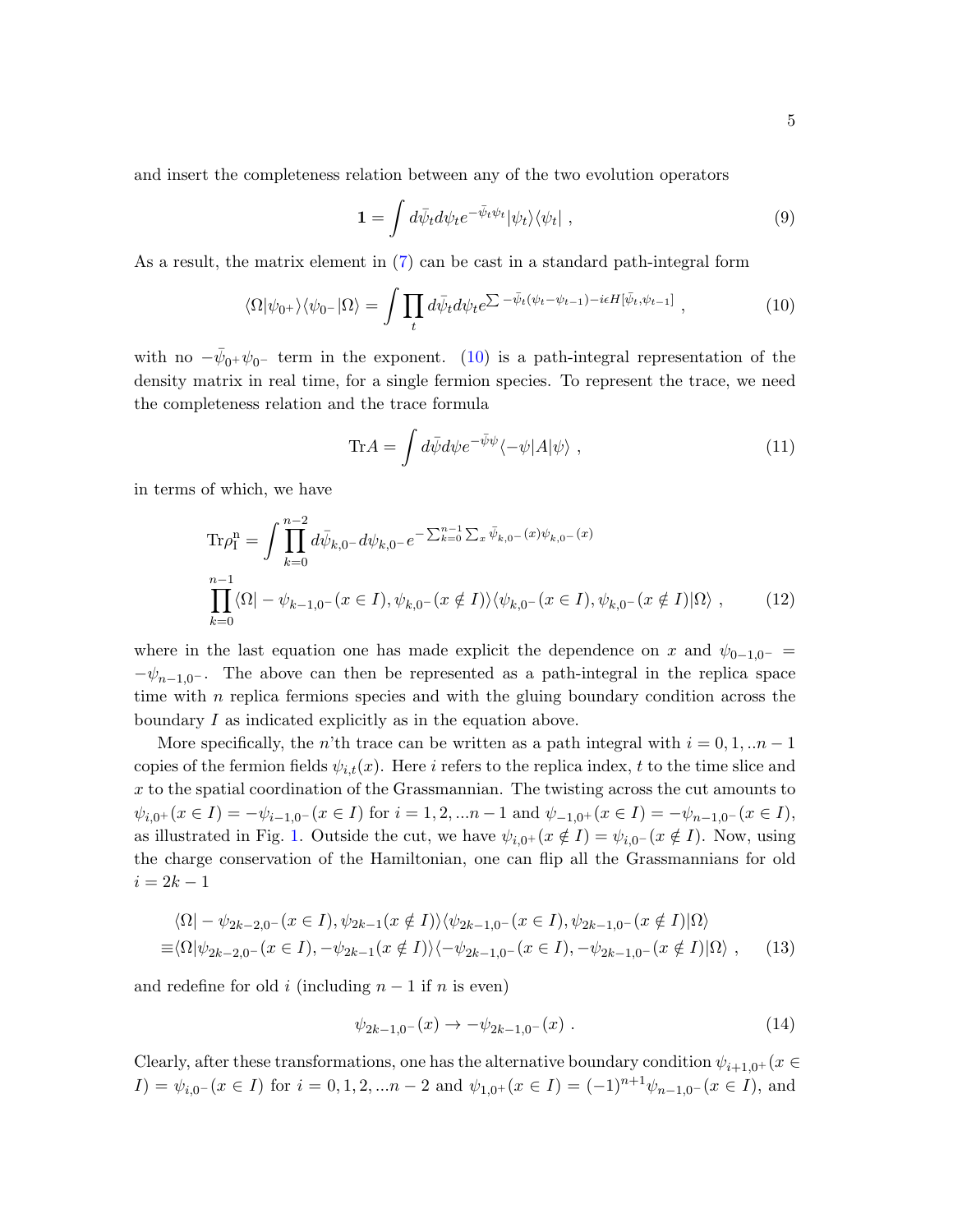and insert the completeness relation between any of the two evolution operators

$$
\mathbf{1} = \int d\bar{\psi}_t d\psi_t e^{-\bar{\psi}_t \psi_t} |\psi_t\rangle\langle\psi_t| \ , \tag{9}
$$

As a result, the matrix element in (7) can be cast in a standard path-integral form

$$
\langle\Omega|\psi_{0^+}\rangle\langle\psi_{0^-}|\Omega\rangle = \int \prod_t d\bar{\psi}_t d\psi_t e^{\sum -\bar{\psi}_t(\psi_t - \psi_{t-1}) - i\epsilon H[\bar{\psi}_t, \psi_{t-1}]} \ , \tag{10}
$$

with no $-\bar{\psi}_{0^+}\psi_{0^-}$ term in the exponent. (10) is a path-integral representation of the density matrix in real time, for a single fermion species. To represent the trace, we need the completeness relation and the trace formula

$$
\mathrm{Tr}A = \int d\bar{\psi}d\psi e^{-\bar{\psi}\psi}\langle -\psi|A|\psi\rangle \ , \tag{11}
$$

in terms of which, we have

$$
\begin{aligned}
&\mathrm{Tr}\rho_{\mathrm{I}}^{\mathrm{n}} = \int \prod_{k=0}^{n-2} d\bar{\psi}_{k,0^-} d\psi_{k,0^-} e^{-\sum_{k=0}^{n-1}\sum_x \bar{\psi}_{k,0^-}(x)\psi_{k,0^-}(x)} \\
&\prod_{k=0}^{n-1}\langle\Omega| - \psi_{k-1,0^-}(x\in I), \psi_{k,0^-}(x\notin I)\rangle\langle\psi_{k,0^-}(x\in I), \psi_{k,0^-}(x\notin I)|\Omega\rangle \ ,
\end{aligned} \tag{12}
$$

where in the last equation one has made explicit the dependence on $x$ and $\psi_{0-1,0^-} = -\psi_{n-1,0^-}$. The above can then be represented as a path-integral in the replica space time with $n$ replica fermions species and with the gluing boundary condition across the boundary $I$ as indicated explicitly as in the equation above.

More specifically, the $n$'th trace can be written as a path integral with $i = 0, 1, ..n-1$ copies of the fermion fields $\psi_{i,t}(x)$. Here $i$ refers to the replica index, $t$ to the time slice and $x$ to the spatial coordination of the Grassmannian. The twisting across the cut amounts to $\psi_{i,0^+}(x \in I) = -\psi_{i-1,0^-}(x \in I)$ for $i = 1, 2, ...n-1$ and $\psi_{-1,0^+}(x \in I) = -\psi_{n-1,0^-}(x \in I)$, as illustrated in Fig. 1. Outside the cut, we have $\psi_{i,0^+}(x \notin I) = \psi_{i,0^-}(x \notin I)$. Now, using the charge conservation of the Hamiltonian, one can flip all the Grassmannians for old $i = 2k-1$

$$
\begin{aligned}
&\langle\Omega| - \psi_{2k-2,0^-}(x\in I), \psi_{2k-1}(x\notin I)\rangle\langle\psi_{2k-1,0^-}(x\in I), \psi_{2k-1,0^-}(x\notin I)|\Omega\rangle \\
\equiv&\langle\Omega|\psi_{2k-2,0^-}(x\in I), -\psi_{2k-1}(x\notin I)\rangle\langle-\psi_{2k-1,0^-}(x\in I), -\psi_{2k-1,0^-}(x\notin I)|\Omega\rangle \ ,
\end{aligned} \tag{13}
$$

and redefine for old $i$ (including $n-1$ if $n$ is even)

$$
\psi_{2k-1,0^-}(x) \to -\psi_{2k-1,0^-}(x) \ . \tag{14}
$$

Clearly, after these transformations, one has the alternative boundary condition $\psi_{i+1,0^+}(x \in I) = \psi_{i,0^-}(x \in I)$ for $i = 0, 1, 2, ...n-2$ and $\psi_{1,0^+}(x \in I) = (-1)^{n+1}\psi_{n-1,0^-}(x \in I)$, and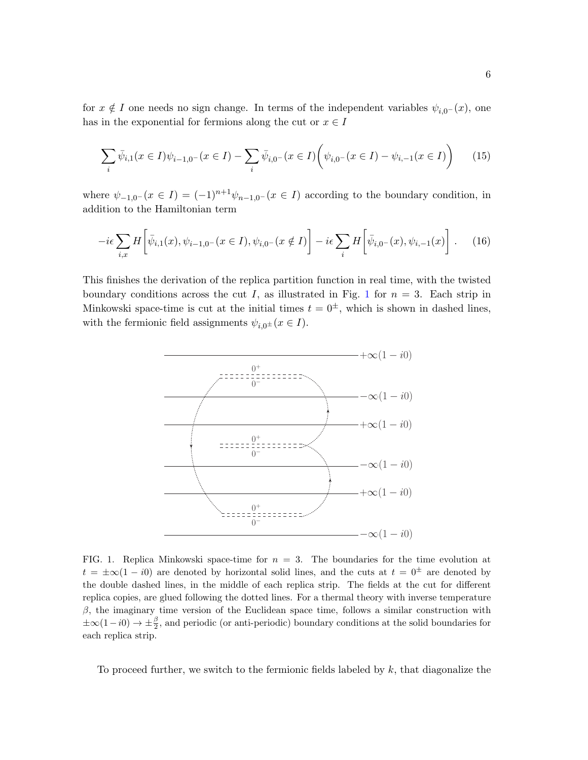for $x \notin I$ one needs no sign change. In terms of the independent variables $\psi_{i,0^-}(x)$, one has in the exponential for fermions along the cut or $x \in I$

$$\sum_i \bar{\psi}_{i,1}(x \in I)\psi_{i-1,0^-}(x \in I) - \sum_i \bar{\psi}_{i,0^-}(x \in I)\bigg(\psi_{i,0^-}(x \in I) - \psi_{i,-1}(x \in I)\bigg) \tag{15}$$

where $\psi_{-1,0^-}(x \in I) = (-1)^{n+1}\psi_{n-1,0^-}(x \in I)$ according to the boundary condition, in addition to the Hamiltonian term

$$-i\epsilon \sum_{i,x} H\bigg[\bar{\psi}_{i,1}(x), \psi_{i-1,0^-}(x \in I), \psi_{i,0^-}(x \notin I)\bigg] - i\epsilon \sum_i H\bigg[\bar{\psi}_{i,0^-}(x), \psi_{i,-1}(x)\bigg] . \tag{16}$$

This finishes the derivation of the replica partition function in real time, with the twisted boundary conditions across the cut $I$, as illustrated in Fig. 1 for $n = 3$. Each strip in Minkowski space-time is cut at the initial times $t = 0^\pm$, which is shown in dashed lines, with the fermionic field assignments $\psi_{i,0^\pm}(x \in I)$.

FIG. 1. Replica Minkowski space-time for $n = 3$. The boundaries for the time evolution at $t = \pm\infty(1 - i0)$ are denoted by horizontal solid lines, and the cuts at $t = 0^\pm$ are denoted by the double dashed lines, in the middle of each replica strip. The fields at the cut for different replica copies, are glued following the dotted lines. For a thermal theory with inverse temperature $\beta$, the imaginary time version of the Euclidean space time, follows a similar construction with $\pm\infty(1-i0) \to \pm\frac{\beta}{2}$, and periodic (or anti-periodic) boundary conditions at the solid boundaries for each replica strip.

To proceed further, we switch to the fermionic fields labeled by $k$, that diagonalize the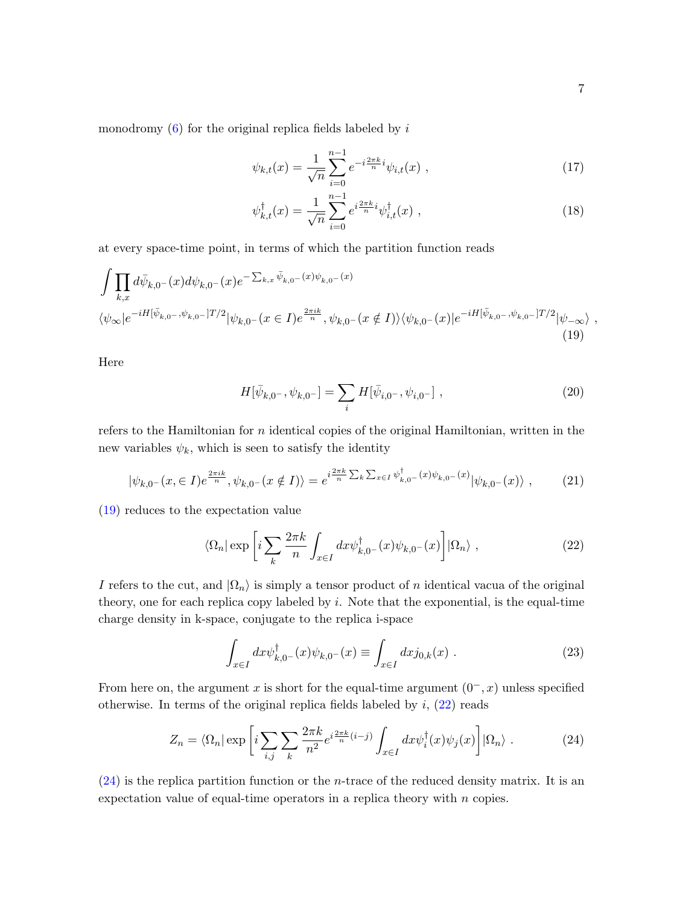monodromy (6) for the original replica fields labeled by $i$

$$\psi_{k,t}(x) = \frac{1}{\sqrt{n}} \sum_{i=0}^{n-1} e^{-i\frac{2\pi k}{n} i} \psi_{i,t}(x) \ , \tag{17}$$

$$\psi^{\dagger}_{k,t}(x) = \frac{1}{\sqrt{n}} \sum_{i=0}^{n-1} e^{i\frac{2\pi k}{n} i} \psi^{\dagger}_{i,t}(x) \ , \tag{18}$$

at every space-time point, in terms of which the partition function reads

$$\int \prod_{k,x} d\bar{\psi}_{k,0^-}(x) d\psi_{k,0^-}(x) e^{-\sum_{k,x} \bar{\psi}_{k,0^-}(x)\psi_{k,0^-}(x)}$$
$$\langle \psi_\infty | e^{-iH[\bar{\psi}_{k,0^-},\psi_{k,0^-}]T/2} | \psi_{k,0^-}(x \in I) e^{\frac{2\pi i k}{n}}, \psi_{k,0^-}(x \notin I) \rangle \langle \psi_{k,0^-}(x) | e^{-iH[\bar{\psi}_{k,0^-},\psi_{k,0^-}]T/2} | \psi_{-\infty} \rangle \ , \tag{19}$$

Here

$$H[\bar{\psi}_{k,0^-}, \psi_{k,0^-}] = \sum_i H[\bar{\psi}_{i,0^-}, \psi_{i,0^-}] \ , \tag{20}$$

refers to the Hamiltonian for $n$ identical copies of the original Hamiltonian, written in the new variables $\psi_k$, which is seen to satisfy the identity

$$|\psi_{k,0^-}(x, \in I) e^{\frac{2\pi i k}{n}}, \psi_{k,0^-}(x \notin I)\rangle = e^{i\frac{2\pi k}{n} \sum_k \sum_{x \in I} \psi^{\dagger}_{k,0^-}(x)\psi_{k,0^-}(x)} |\psi_{k,0^-}(x)\rangle \ , \tag{21}$$

(19) reduces to the expectation value

$$\langle \Omega_n | \exp\left[ i \sum_k \frac{2\pi k}{n} \int_{x \in I} dx \psi^{\dagger}_{k,0^-}(x) \psi_{k,0^-}(x) \right] |\Omega_n\rangle \ , \tag{22}$$

$I$ refers to the cut, and $|\Omega_n\rangle$ is simply a tensor product of $n$ identical vacua of the original theory, one for each replica copy labeled by $i$. Note that the exponential, is the equal-time charge density in k-space, conjugate to the replica i-space

$$\int_{x \in I} dx \psi^{\dagger}_{k,0^-}(x) \psi_{k,0^-}(x) \equiv \int_{x \in I} dx j_{0,k}(x) \ . \tag{23}$$

From here on, the argument $x$ is short for the equal-time argument $(0^-, x)$ unless specified otherwise. In terms of the original replica fields labeled by $i$, (22) reads

$$Z_n = \langle \Omega_n | \exp\left[ i \sum_{i,j} \sum_k \frac{2\pi k}{n^2} e^{i\frac{2\pi k}{n}(i-j)} \int_{x \in I} dx \psi^{\dagger}_i(x) \psi_j(x) \right] |\Omega_n\rangle \ . \tag{24}$$

(24) is the replica partition function or the $n$-trace of the reduced density matrix. It is an expectation value of equal-time operators in a replica theory with $n$ copies.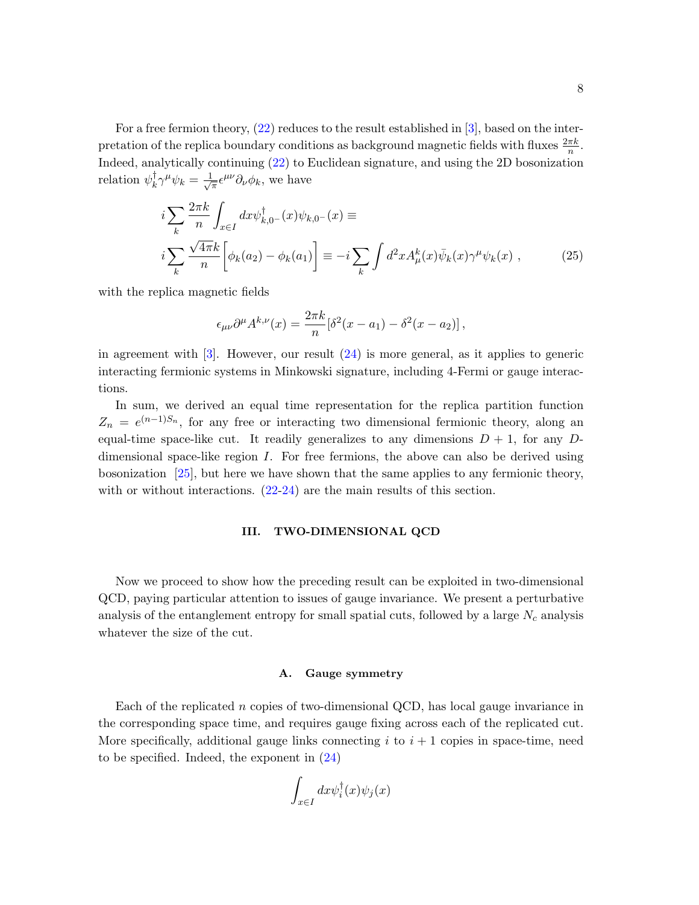For a free fermion theory, (22) reduces to the result established in [3], based on the interpretation of the replica boundary conditions as background magnetic fields with fluxes $\frac{2\pi k}{n}$. Indeed, analytically continuing (22) to Euclidean signature, and using the 2D bosonization relation $\psi_k^\dagger \gamma^\mu \psi_k = \frac{1}{\sqrt{\pi}}\epsilon^{\mu\nu}\partial_\nu \phi_k$, we have

$$
\begin{aligned}
& i\sum_k \frac{2\pi k}{n}\int_{x\in I} dx \psi^\dagger_{k,0^-}(x)\psi_{k,0^-}(x) \equiv \\
& i\sum_k \frac{\sqrt{4\pi}k}{n}\Big[\phi_k(a_2)-\phi_k(a_1)\Big] \equiv -i\sum_k \int d^2x A^k_\mu(x)\bar{\psi}_k(x)\gamma^\mu\psi_k(x)\ ,
\end{aligned} \tag{25}
$$

with the replica magnetic fields

$$
\epsilon_{\mu\nu}\partial^\mu A^{k,\nu}(x) = \frac{2\pi k}{n}\left[\delta^2(x-a_1)-\delta^2(x-a_2)\right],
$$

in agreement with [3]. However, our result (24) is more general, as it applies to generic interacting fermionic systems in Minkowski signature, including 4-Fermi or gauge interactions.

In sum, we derived an equal time representation for the replica partition function $Z_n = e^{(n-1)S_n}$, for any free or interacting two dimensional fermionic theory, along an equal-time space-like cut. It readily generalizes to any dimensions $D+1$, for any $D$-dimensional space-like region $I$. For free fermions, the above can also be derived using bosonization [25], but here we have shown that the same applies to any fermionic theory, with or without interactions. (22-24) are the main results of this section.

## III. TWO-DIMENSIONAL QCD

Now we proceed to show how the preceding result can be exploited in two-dimensional QCD, paying particular attention to issues of gauge invariance. We present a perturbative analysis of the entanglement entropy for small spatial cuts, followed by a large $N_c$ analysis whatever the size of the cut.

### A. Gauge symmetry

Each of the replicated $n$ copies of two-dimensional QCD, has local gauge invariance in the corresponding space time, and requires gauge fixing across each of the replicated cut. More specifically, additional gauge links connecting $i$ to $i+1$ copies in space-time, need to be specified. Indeed, the exponent in (24)

$$
\int_{x\in I} dx \psi_i^\dagger(x)\psi_j(x)
$$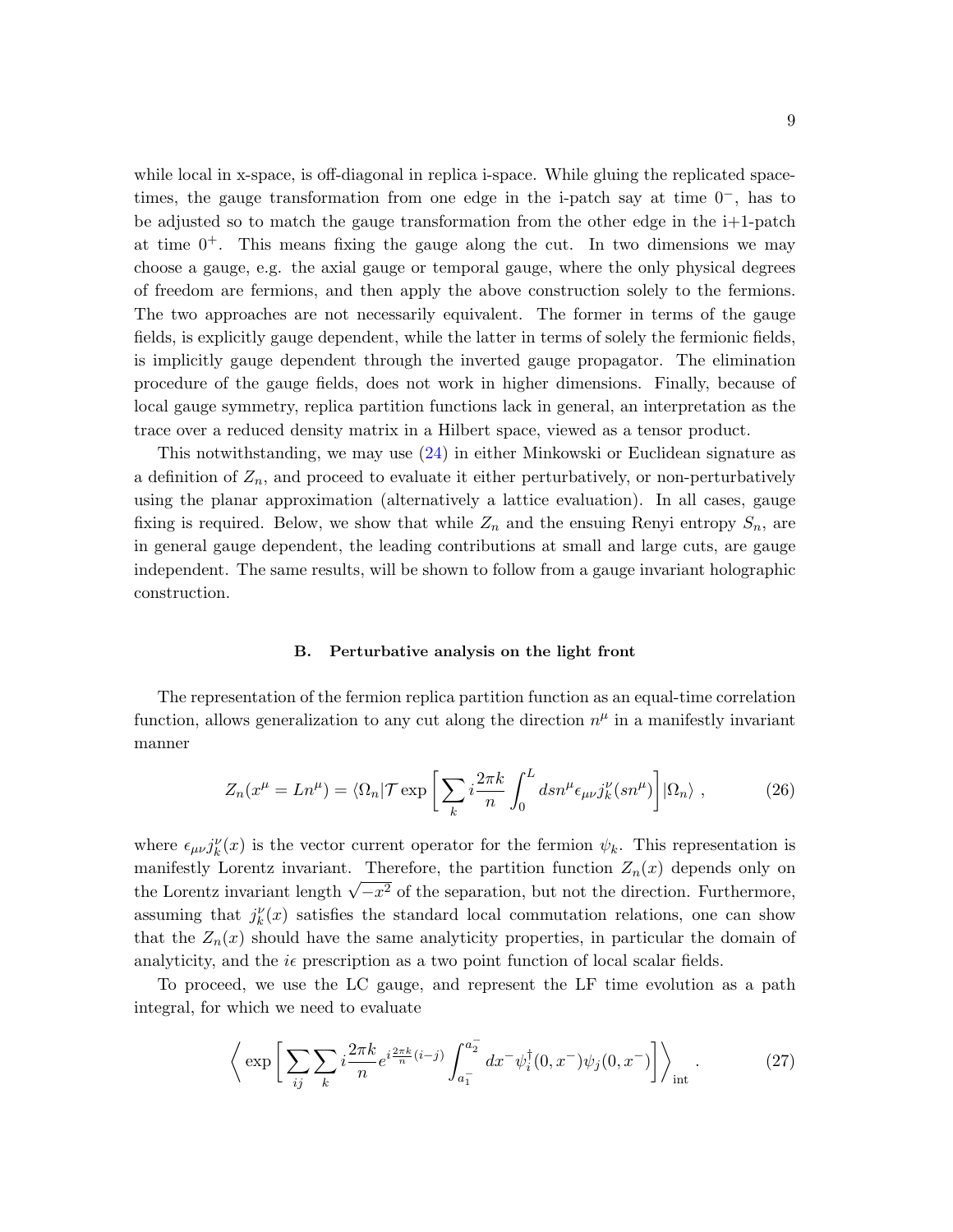while local in x-space, is off-diagonal in replica i-space. While gluing the replicated space-times, the gauge transformation from one edge in the i-patch say at time $0^-$, has to be adjusted so to match the gauge transformation from the other edge in the i+1-patch at time $0^+$. This means fixing the gauge along the cut. In two dimensions we may choose a gauge, e.g. the axial gauge or temporal gauge, where the only physical degrees of freedom are fermions, and then apply the above construction solely to the fermions. The two approaches are not necessarily equivalent. The former in terms of the gauge fields, is explicitly gauge dependent, while the latter in terms of solely the fermionic fields, is implicitly gauge dependent through the inverted gauge propagator. The elimination procedure of the gauge fields, does not work in higher dimensions. Finally, because of local gauge symmetry, replica partition functions lack in general, an interpretation as the trace over a reduced density matrix in a Hilbert space, viewed as a tensor product.

This notwithstanding, we may use (24) in either Minkowski or Euclidean signature as a definition of $Z_n$, and proceed to evaluate it either perturbatively, or non-perturbatively using the planar approximation (alternatively a lattice evaluation). In all cases, gauge fixing is required. Below, we show that while $Z_n$ and the ensuing Renyi entropy $S_n$, are in general gauge dependent, the leading contributions at small and large cuts, are gauge independent. The same results, will be shown to follow from a gauge invariant holographic construction.

### B. Perturbative analysis on the light front

The representation of the fermion replica partition function as an equal-time correlation function, allows generalization to any cut along the direction $n^\mu$ in a manifestly invariant manner

$$Z_n(x^\mu = Ln^\mu) = \langle \Omega_n | \mathcal{T} \exp\left[\sum_k i\frac{2\pi k}{n} \int_0^L ds n^\mu \epsilon_{\mu\nu} j_k^\nu(sn^\mu)\right] |\Omega_n\rangle \ , \tag{26}$$

where $\epsilon_{\mu\nu} j_k^\nu(x)$ is the vector current operator for the fermion $\psi_k$. This representation is manifestly Lorentz invariant. Therefore, the partition function $Z_n(x)$ depends only on the Lorentz invariant length $\sqrt{-x^2}$ of the separation, but not the direction. Furthermore, assuming that $j_k^\nu(x)$ satisfies the standard local commutation relations, one can show that the $Z_n(x)$ should have the same analyticity properties, in particular the domain of analyticity, and the $i\epsilon$ prescription as a two point function of local scalar fields.

To proceed, we use the LC gauge, and represent the LF time evolution as a path integral, for which we need to evaluate

$$\left\langle \exp\left[\sum_{ij}\sum_k i\frac{2\pi k}{n} e^{i\frac{2\pi k}{n}(i-j)} \int_{a_1^-}^{a_2^-} dx^- \psi_i^\dagger(0,x^-)\psi_j(0,x^-)\right]\right\rangle_{\rm int} \ . \tag{27}$$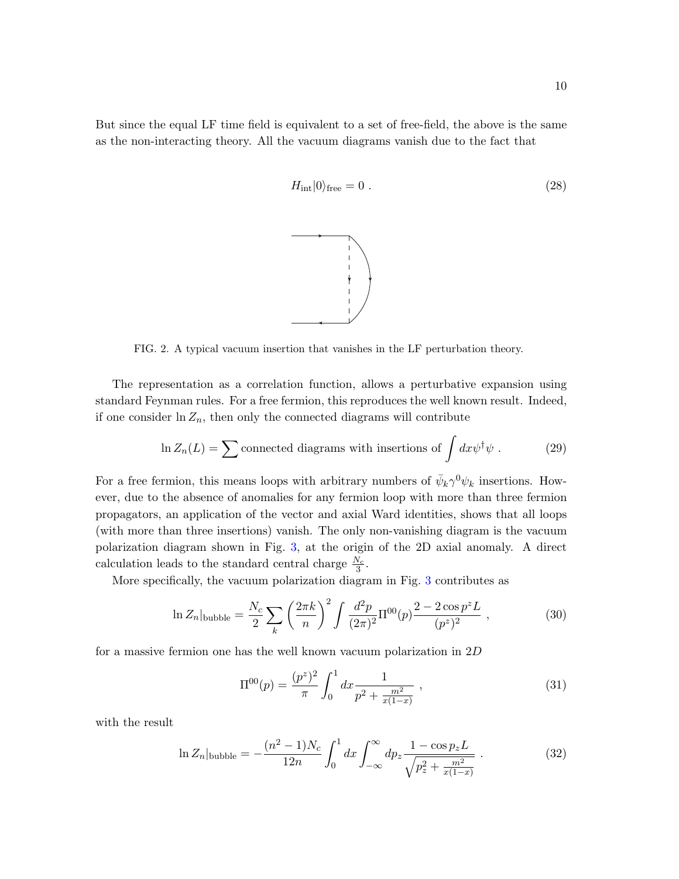But since the equal LF time field is equivalent to a set of free-field, the above is the same as the non-interacting theory. All the vacuum diagrams vanish due to the fact that

$$H_{\rm int}|0\rangle_{\rm free} = 0 \ . \tag{28}$$

FIG. 2. A typical vacuum insertion that vanishes in the LF perturbation theory.

The representation as a correlation function, allows a perturbative expansion using standard Feynman rules. For a free fermion, this reproduces the well known result. Indeed, if one consider $\ln Z_n$, then only the connected diagrams will contribute

$$\ln Z_n(L) = \sum \text{connected diagrams with insertions of} \int dx \psi^\dagger \psi \ . \tag{29}$$

For a free fermion, this means loops with arbitrary numbers of $\bar{\psi}_k \gamma^0 \psi_k$ insertions. However, due to the absence of anomalies for any fermion loop with more than three fermion propagators, an application of the vector and axial Ward identities, shows that all loops (with more than three insertions) vanish. The only non-vanishing diagram is the vacuum polarization diagram shown in Fig. 3, at the origin of the 2D axial anomaly. A direct calculation leads to the standard central charge $\frac{N_c}{3}$.

More specifically, the vacuum polarization diagram in Fig. 3 contributes as

$$\ln Z_n|_{\rm bubble} = \frac{N_c}{2} \sum_k \left(\frac{2\pi k}{n}\right)^2 \int \frac{d^2p}{(2\pi)^2} \Pi^{00}(p) \frac{2 - 2\cos p^z L}{(p^z)^2} \ , \tag{30}$$

for a massive fermion one has the well known vacuum polarization in $2D$

$$\Pi^{00}(p) = \frac{(p^z)^2}{\pi} \int_0^1 dx \frac{1}{p^2 + \frac{m^2}{x(1-x)}} \ , \tag{31}$$

with the result

$$\ln Z_n|_{\rm bubble} = -\frac{(n^2-1)N_c}{12n} \int_0^1 dx \int_{-\infty}^{\infty} dp_z \frac{1 - \cos p_z L}{\sqrt{p_z^2 + \frac{m^2}{x(1-x)}}} \ . \tag{32}$$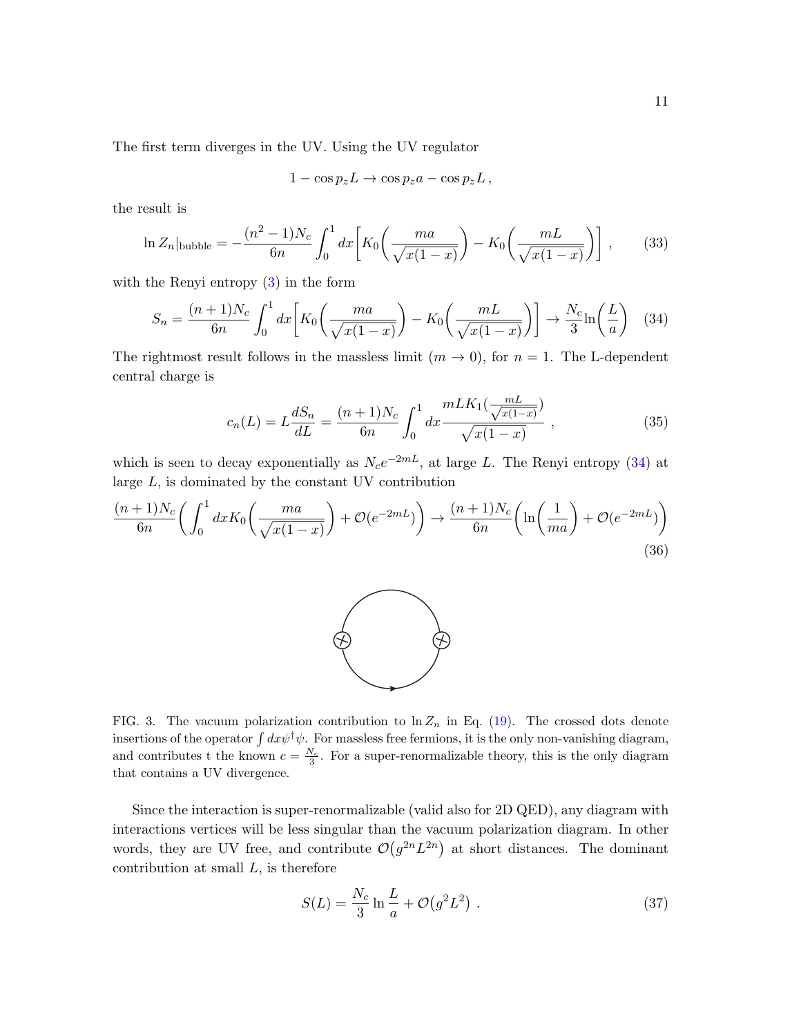The first term diverges in the UV. Using the UV regulator

$$1 - \cos p_z L \to \cos p_z a - \cos p_z L\,,$$

the result is

$$\ln Z_n|_{\rm bubble} = -\frac{(n^2-1)N_c}{6n}\int_0^1 dx\bigg[K_0\bigg(\frac{ma}{\sqrt{x(1-x)}}\bigg) - K_0\bigg(\frac{mL}{\sqrt{x(1-x)}}\bigg)\bigg]\,, \tag{33}$$

with the Renyi entropy (3) in the form

$$S_n = \frac{(n+1)N_c}{6n}\int_0^1 dx\bigg[K_0\bigg(\frac{ma}{\sqrt{x(1-x)}}\bigg) - K_0\bigg(\frac{mL}{\sqrt{x(1-x)}}\bigg)\bigg] \to \frac{N_c}{3}\ln\bigg(\frac{L}{a}\bigg) \tag{34}$$

The rightmost result follows in the massless limit ($m \to 0$), for $n = 1$. The L-dependent central charge is

$$c_n(L) = L\frac{dS_n}{dL} = \frac{(n+1)N_c}{6n}\int_0^1 dx \frac{mLK_1(\frac{mL}{\sqrt{x(1-x)}})}{\sqrt{x(1-x)}}\,, \tag{35}$$

which is seen to decay exponentially as $N_c e^{-2mL}$, at large $L$. The Renyi entropy (34) at large $L$, is dominated by the constant UV contribution

$$\frac{(n+1)N_c}{6n}\bigg(\int_0^1 dx K_0\bigg(\frac{ma}{\sqrt{x(1-x)}}\bigg) + \mathcal{O}(e^{-2mL})\bigg) \to \frac{(n+1)N_c}{6n}\bigg(\ln\bigg(\frac{1}{ma}\bigg) + \mathcal{O}(e^{-2mL})\bigg) \tag{36}$$

FIG. 3. The vacuum polarization contribution to $\ln Z_n$ in Eq. (19). The crossed dots denote insertions of the operator $\int dx \psi^\dagger\psi$. For massless free fermions, it is the only non-vanishing diagram, and contributes t the known $c = \frac{N_c}{3}$. For a super-renormalizable theory, this is the only diagram that contains a UV divergence.

Since the interaction is super-renormalizable (valid also for 2D QED), any diagram with interactions vertices will be less singular than the vacuum polarization diagram. In other words, they are UV free, and contribute $\mathcal{O}\big(g^{2n}L^{2n}\big)$ at short distances. The dominant contribution at small $L$, is therefore

$$S(L) = \frac{N_c}{3}\ln\frac{L}{a} + \mathcal{O}\big(g^2L^2\big)\,. \tag{37}$$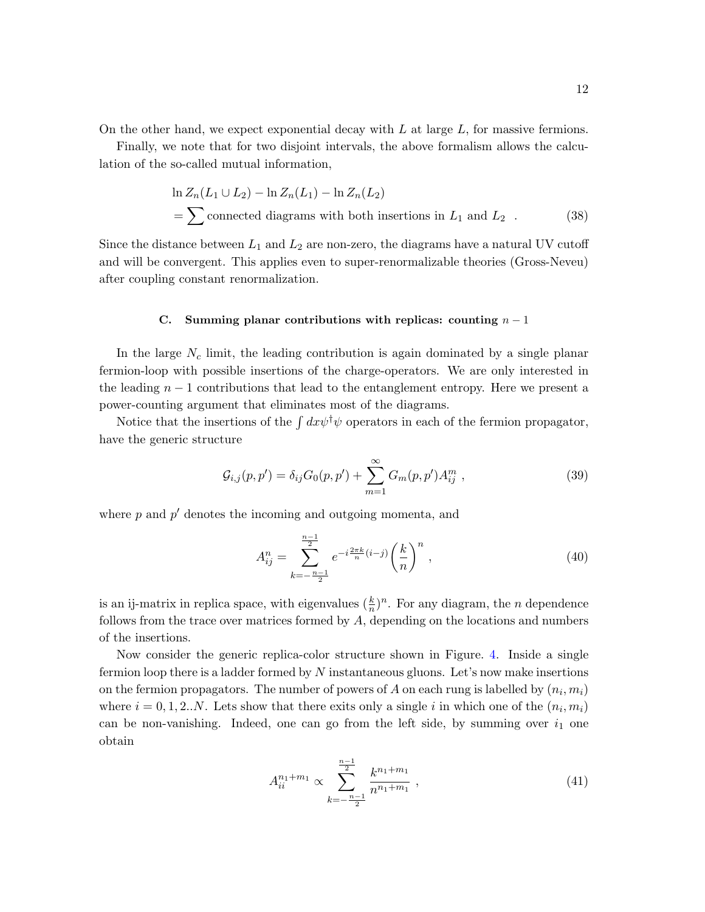On the other hand, we expect exponential decay with $L$ at large $L$, for massive fermions.

Finally, we note that for two disjoint intervals, the above formalism allows the calculation of the so-called mutual information,

$$
\begin{aligned}
&\ln Z_n(L_1 \cup L_2) - \ln Z_n(L_1) - \ln Z_n(L_2) \\
&= \sum \text{connected diagrams with both insertions in } L_1 \text{ and } L_2 \quad .
\end{aligned} \tag{38}
$$

Since the distance between $L_1$ and $L_2$ are non-zero, the diagrams have a natural UV cutoff and will be convergent. This applies even to super-renormalizable theories (Gross-Neveu) after coupling constant renormalization.

### C. Summing planar contributions with replicas: counting $n-1$

In the large $N_c$ limit, the leading contribution is again dominated by a single planar fermion-loop with possible insertions of the charge-operators. We are only interested in the leading $n-1$ contributions that lead to the entanglement entropy. Here we present a power-counting argument that eliminates most of the diagrams.

Notice that the insertions of the $\int dx \psi^\dagger \psi$ operators in each of the fermion propagator, have the generic structure

$$
\mathcal{G}_{i,j}(p,p') = \delta_{ij} G_0(p,p') + \sum_{m=1}^{\infty} G_m(p,p') A_{ij}^m \ , \tag{39}
$$

where $p$ and $p'$ denotes the incoming and outgoing momenta, and

$$
A_{ij}^n = \sum_{k=-\frac{n-1}{2}}^{\frac{n-1}{2}} e^{-i\frac{2\pi k}{n}(i-j)} \left(\frac{k}{n}\right)^n \ , \tag{40}
$$

is an ij-matrix in replica space, with eigenvalues $(\frac{k}{n})^n$. For any diagram, the $n$ dependence follows from the trace over matrices formed by $A$, depending on the locations and numbers of the insertions.

Now consider the generic replica-color structure shown in Figure. 4. Inside a single fermion loop there is a ladder formed by $N$ instantaneous gluons. Let's now make insertions on the fermion propagators. The number of powers of $A$ on each rung is labelled by $(n_i, m_i)$ where $i = 0, 1, 2..N$. Lets show that there exits only a single $i$ in which one of the $(n_i, m_i)$ can be non-vanishing. Indeed, one can go from the left side, by summing over $i_1$ one obtain

$$
A_{ii}^{n_1+m_1} \propto \sum_{k=-\frac{n-1}{2}}^{\frac{n-1}{2}} \frac{k^{n_1+m_1}}{n^{n_1+m_1}} \ , \tag{41}
$$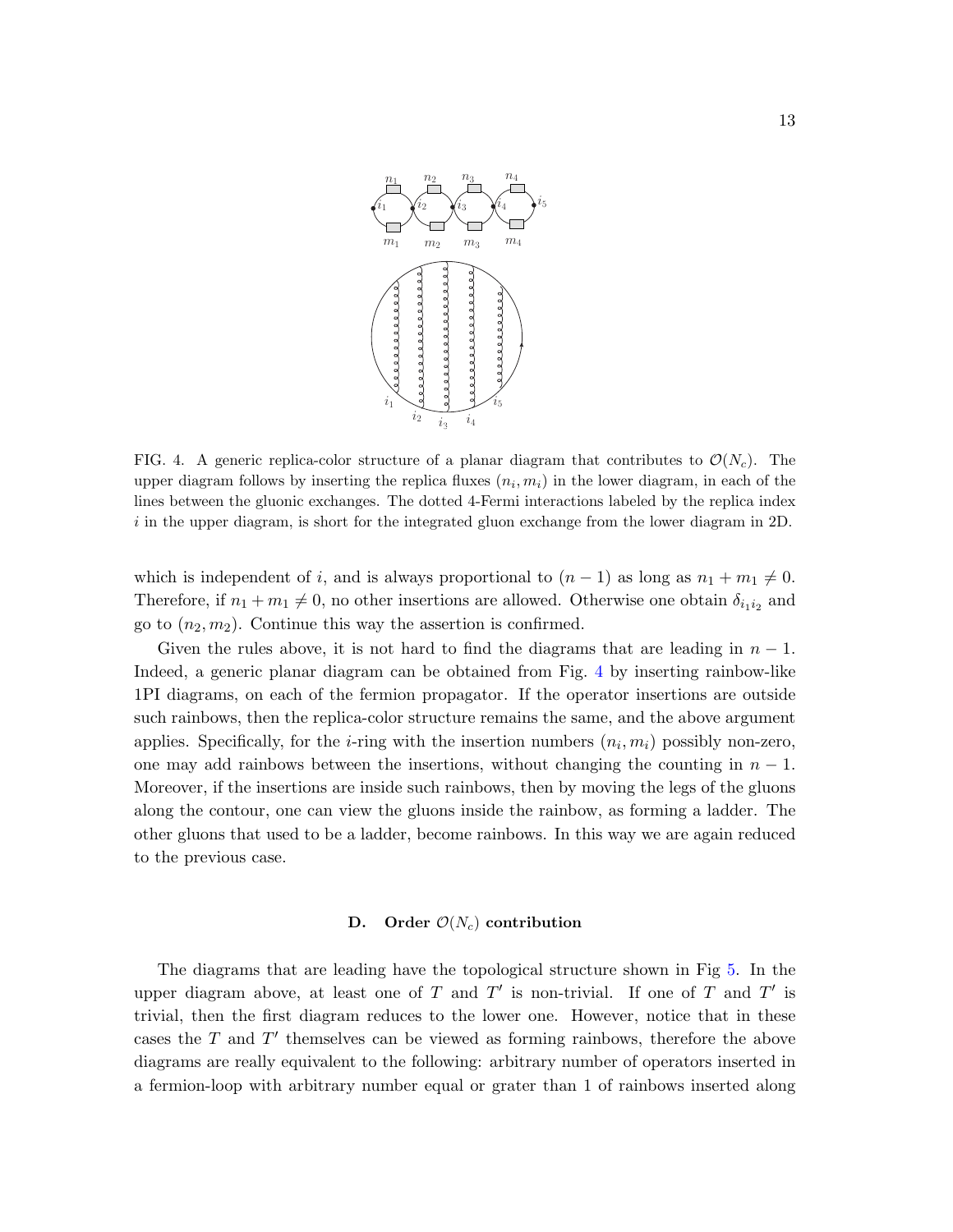FIG. 4. A generic replica-color structure of a planar diagram that contributes to $\mathcal{O}(N_c)$. The upper diagram follows by inserting the replica fluxes $(n_i, m_i)$ in the lower diagram, in each of the lines between the gluonic exchanges. The dotted 4-Fermi interactions labeled by the replica index $i$ in the upper diagram, is short for the integrated gluon exchange from the lower diagram in 2D.

which is independent of $i$, and is always proportional to $(n-1)$ as long as $n_1 + m_1 \neq 0$. Therefore, if $n_1 + m_1 \neq 0$, no other insertions are allowed. Otherwise one obtain $\delta_{i_1 i_2}$ and go to $(n_2, m_2)$. Continue this way the assertion is confirmed.

Given the rules above, it is not hard to find the diagrams that are leading in $n-1$. Indeed, a generic planar diagram can be obtained from Fig. 4 by inserting rainbow-like 1PI diagrams, on each of the fermion propagator. If the operator insertions are outside such rainbows, then the replica-color structure remains the same, and the above argument applies. Specifically, for the $i$-ring with the insertion numbers $(n_i, m_i)$ possibly non-zero, one may add rainbows between the insertions, without changing the counting in $n-1$. Moreover, if the insertions are inside such rainbows, then by moving the legs of the gluons along the contour, one can view the gluons inside the rainbow, as forming a ladder. The other gluons that used to be a ladder, become rainbows. In this way we are again reduced to the previous case.

### D. Order $\mathcal{O}(N_c)$ contribution

The diagrams that are leading have the topological structure shown in Fig 5. In the upper diagram above, at least one of $T$ and $T'$ is non-trivial. If one of $T$ and $T'$ is trivial, then the first diagram reduces to the lower one. However, notice that in these cases the $T$ and $T'$ themselves can be viewed as forming rainbows, therefore the above diagrams are really equivalent to the following: arbitrary number of operators inserted in a fermion-loop with arbitrary number equal or grater than 1 of rainbows inserted along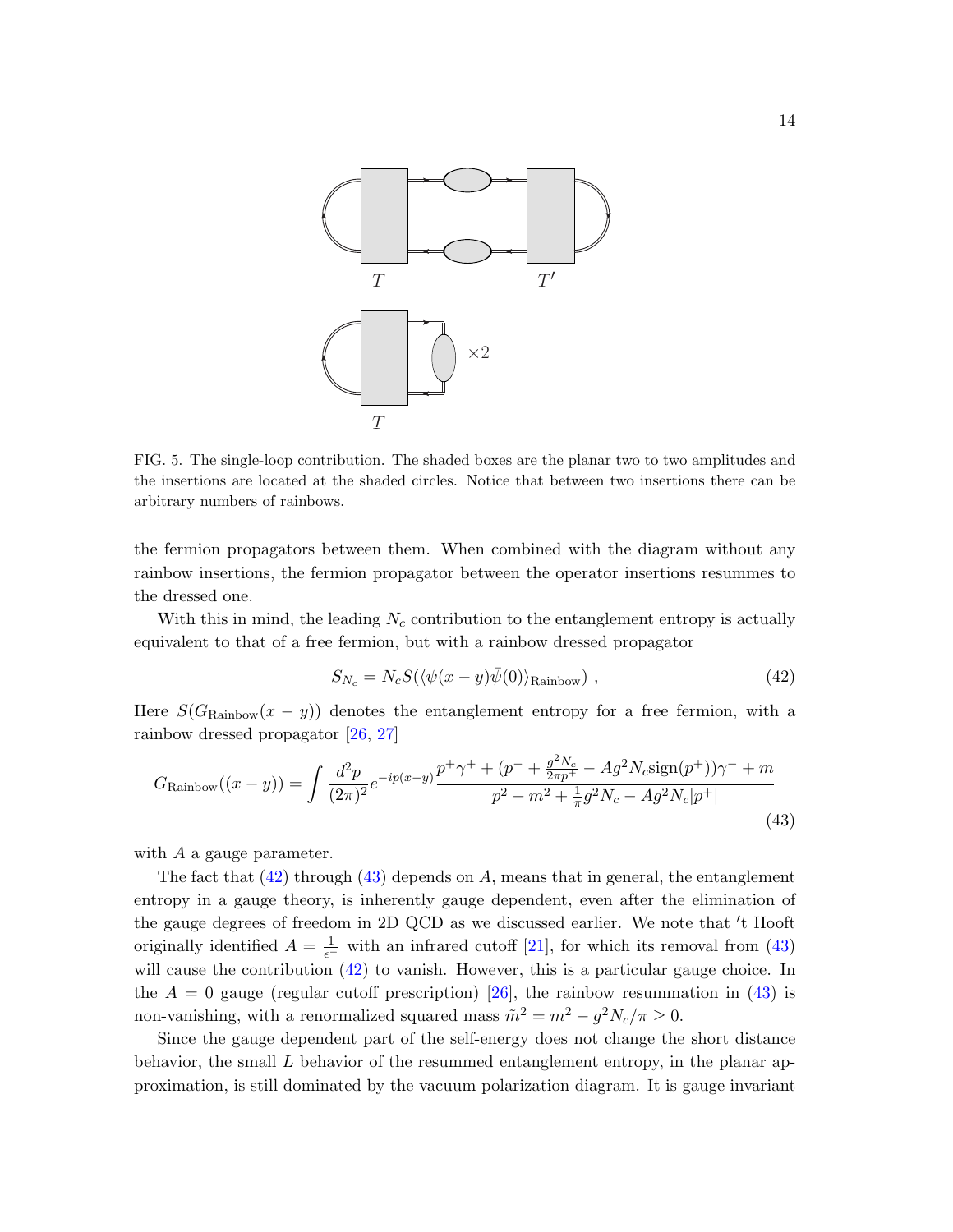FIG. 5. The single-loop contribution. The shaded boxes are the planar two to two amplitudes and the insertions are located at the shaded circles. Notice that between two insertions there can be arbitrary numbers of rainbows.

the fermion propagators between them. When combined with the diagram without any rainbow insertions, the fermion propagator between the operator insertions resummes to the dressed one.

With this in mind, the leading $N_c$ contribution to the entanglement entropy is actually equivalent to that of a free fermion, but with a rainbow dressed propagator

$$
S_{N_c} = N_c S(\langle \psi(x-y)\bar{\psi}(0)\rangle_{\text{Rainbow}}) \ , \tag{42}
$$

Here $S(G_{\text{Rainbow}}(x-y))$ denotes the entanglement entropy for a free fermion, with a rainbow dressed propagator [26, 27]

$$
G_{\text{Rainbow}}((x-y)) = \int \frac{d^2p}{(2\pi)^2} e^{-ip(x-y)} \frac{p^+\gamma^+ + (p^- + \frac{g^2 N_c}{2\pi p^+} - A g^2 N_c \text{sign}(p^+))\gamma^- + m}{p^2 - m^2 + \frac{1}{\pi} g^2 N_c - A g^2 N_c |p^+|} \tag{43}
$$

with $A$ a gauge parameter.

The fact that (42) through (43) depends on $A$, means that in general, the entanglement entropy in a gauge theory, is inherently gauge dependent, even after the elimination of the gauge degrees of freedom in 2D QCD as we discussed earlier. We note that 't Hooft originally identified $A = \frac{1}{\epsilon^-}$ with an infrared cutoff [21], for which its removal from (43) will cause the contribution (42) to vanish. However, this is a particular gauge choice. In the $A = 0$ gauge (regular cutoff prescription) [26], the rainbow resummation in (43) is non-vanishing, with a renormalized squared mass $\tilde{m}^2 = m^2 - g^2 N_c/\pi \geq 0$.

Since the gauge dependent part of the self-energy does not change the short distance behavior, the small $L$ behavior of the resummed entanglement entropy, in the planar approximation, is still dominated by the vacuum polarization diagram. It is gauge invariant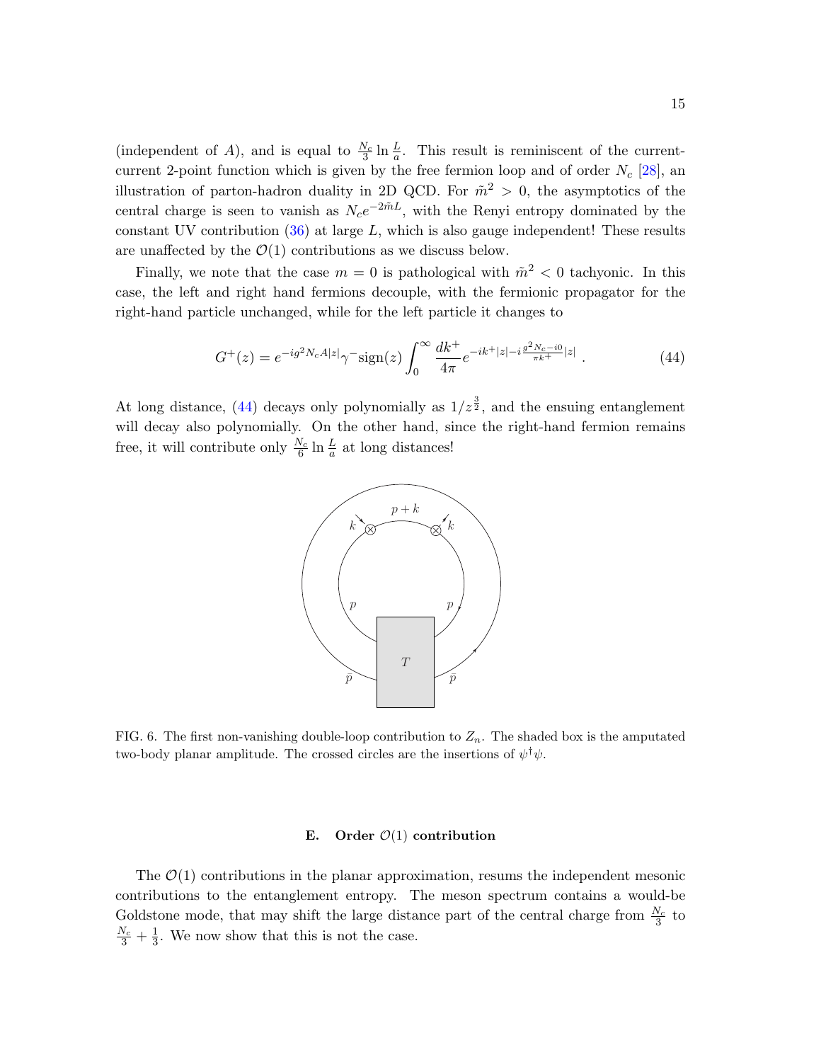(independent of $A$), and is equal to $\frac{N_c}{3}\ln\frac{L}{a}$. This result is reminiscent of the current-current 2-point function which is given by the free fermion loop and of order $N_c$ [28], an illustration of parton-hadron duality in 2D QCD. For $\tilde{m}^2 > 0$, the asymptotics of the central charge is seen to vanish as $N_c e^{-2\tilde{m}L}$, with the Renyi entropy dominated by the constant UV contribution (36) at large $L$, which is also gauge independent! These results are unaffected by the $\mathcal{O}(1)$ contributions as we discuss below.

Finally, we note that the case $m = 0$ is pathological with $\tilde{m}^2 < 0$ tachyonic. In this case, the left and right hand fermions decouple, with the fermionic propagator for the right-hand particle unchanged, while for the left particle it changes to

$$G^+(z) = e^{-ig^2 N_c A|z|}\gamma^- \text{sign}(z)\int_0^\infty \frac{dk^+}{4\pi} e^{-ik^+|z| - i\frac{g^2 N_c - i0}{\pi k^+}|z|} \; . \tag{44}$$

At long distance, (44) decays only polynomially as $1/z^{\frac{3}{2}}$, and the ensuing entanglement will decay also polynomially. On the other hand, since the right-hand fermion remains free, it will contribute only $\frac{N_c}{6}\ln\frac{L}{a}$ at long distances!

FIG. 6. The first non-vanishing double-loop contribution to $Z_n$. The shaded box is the amputated two-body planar amplitude. The crossed circles are the insertions of $\psi^\dagger\psi$.

### E. Order $\mathcal{O}(1)$ contribution

The $\mathcal{O}(1)$ contributions in the planar approximation, resums the independent mesonic contributions to the entanglement entropy. The meson spectrum contains a would-be Goldstone mode, that may shift the large distance part of the central charge from $\frac{N_c}{3}$ to $\frac{N_c}{3} + \frac{1}{3}$. We now show that this is not the case.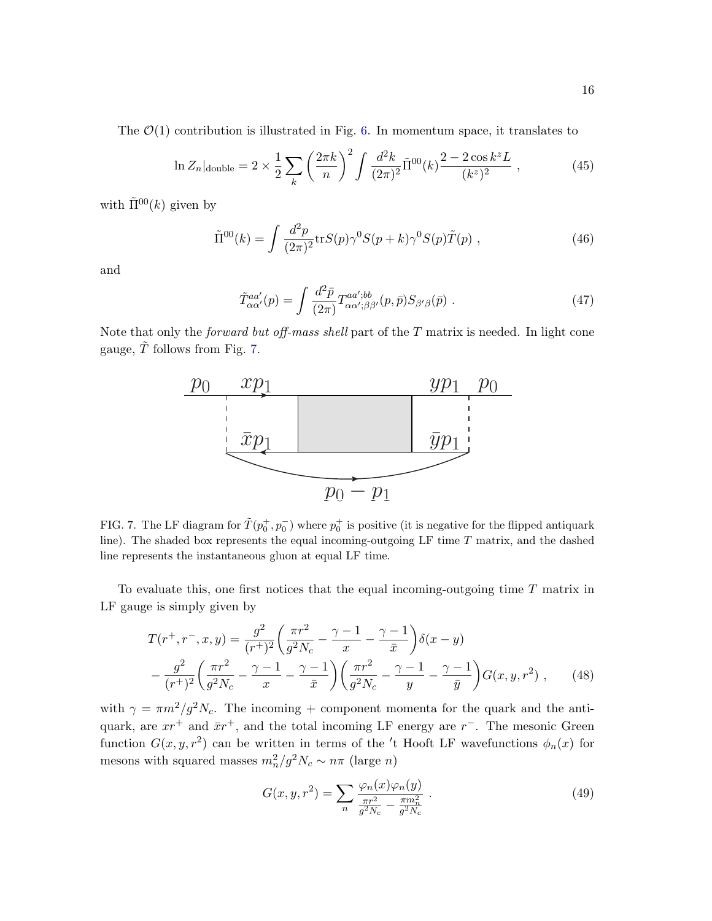The $\mathcal{O}(1)$ contribution is illustrated in Fig. 6. In momentum space, it translates to

$$\ln Z_n|_{\rm double} = 2 \times \frac{1}{2}\sum_k \left(\frac{2\pi k}{n}\right)^2 \int \frac{d^2k}{(2\pi)^2}\tilde{\Pi}^{00}(k)\frac{2-2\cos k^z L}{(k^z)^2} \ , \tag{45}$$

with $\tilde{\Pi}^{00}(k)$ given by

$$\tilde{\Pi}^{00}(k) = \int \frac{d^2p}{(2\pi)^2}{\rm tr}S(p)\gamma^0 S(p+k)\gamma^0 S(p)\tilde{T}(p) \ , \tag{46}$$

and

$$\tilde{T}^{aa'}_{\alpha\alpha'}(p) = \int \frac{d^2\bar{p}}{(2\pi)}T^{aa';bb}_{\alpha\alpha';\beta\beta'}(p,\bar{p})S_{\beta'\beta}(\bar{p}) \ . \tag{47}$$

Note that only the *forward but off-mass shell* part of the $T$ matrix is needed. In light cone gauge, $\tilde{T}$ follows from Fig. 7.

FIG. 7. The LF diagram for $\tilde{T}(p_0^+, p_0^-)$ where $p_0^+$ is positive (it is negative for the flipped antiquark line). The shaded box represents the equal incoming-outgoing LF time $T$ matrix, and the dashed line represents the instantaneous gluon at equal LF time.

To evaluate this, one first notices that the equal incoming-outgoing time $T$ matrix in LF gauge is simply given by

$$\begin{aligned} T(r^+, r^-, x, y) &= \frac{g^2}{(r^+)^2}\left(\frac{\pi r^2}{g^2 N_c} - \frac{\gamma-1}{x} - \frac{\gamma-1}{\bar{x}}\right)\delta(x-y) \\ &- \frac{g^2}{(r^+)^2}\left(\frac{\pi r^2}{g^2 N_c} - \frac{\gamma-1}{x} - \frac{\gamma-1}{\bar{x}}\right)\left(\frac{\pi r^2}{g^2 N_c} - \frac{\gamma-1}{y} - \frac{\gamma-1}{\bar{y}}\right)G(x,y,r^2) \ , \end{aligned} \tag{48}$$

with $\gamma = \pi m^2/g^2 N_c$. The incoming + component momenta for the quark and the antiquark, are $xr^+$ and $\bar{x}r^+$, and the total incoming LF energy are $r^-$. The mesonic Green function $G(x,y,r^2)$ can be written in terms of the $'$t Hooft LF wavefunctions $\phi_n(x)$ for mesons with squared masses $m_n^2/g^2N_c \sim n\pi$ (large $n$)

$$G(x,y,r^2) = \sum_n \frac{\varphi_n(x)\varphi_n(y)}{\frac{\pi r^2}{g^2 N_c} - \frac{\pi m_n^2}{g^2 N_c}} \ . \tag{49}$$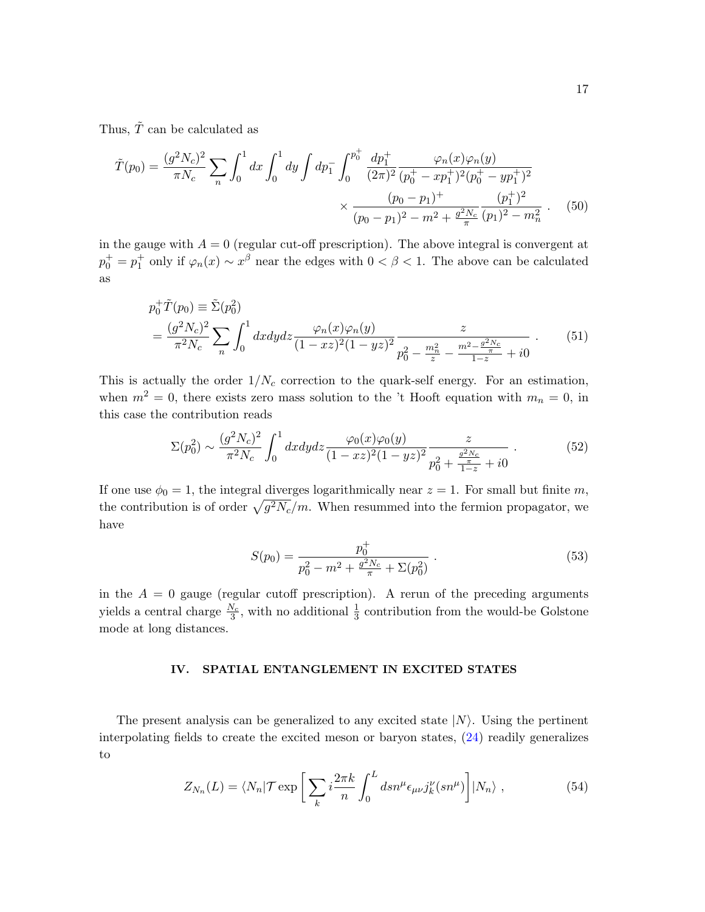Thus, $\tilde{T}$ can be calculated as

$$
\tilde{T}(p_0) = \frac{(g^2N_c)^2}{\pi N_c}\sum_n \int_0^1 dx \int_0^1 dy \int dp_1^- \int_0^{p_0^+} \frac{dp_1^+}{(2\pi)^2} \frac{\varphi_n(x)\varphi_n(y)}{(p_0^+ - xp_1^+)^2(p_0^+ - yp_1^+)^2} \times \frac{(p_0-p_1)^+}{(p_0-p_1)^2 - m^2 + \frac{g^2N_c}{\pi}} \frac{(p_1^+)^2}{(p_1)^2 - m_n^2} \; . \quad (50)
$$

in the gauge with $A = 0$ (regular cut-off prescription). The above integral is convergent at $p_0^+ = p_1^+$ only if $\varphi_n(x) \sim x^\beta$ near the edges with $0 < \beta < 1$. The above can be calculated as

$$
\begin{aligned}
& p_0^+ \tilde{T}(p_0) \equiv \tilde{\Sigma}(p_0^2) \\
& = \frac{(g^2N_c)^2}{\pi^2 N_c}\sum_n \int_0^1 dxdydz \frac{\varphi_n(x)\varphi_n(y)}{(1-xz)^2(1-yz)^2} \frac{z}{p_0^2 - \frac{m_n^2}{z} - \frac{m^2 - \frac{g^2N_c}{\pi}}{1-z} + i0} \; . \quad (51)
\end{aligned}
$$

This is actually the order $1/N_c$ correction to the quark-self energy. For an estimation, when $m^2 = 0$, there exists zero mass solution to the 't Hooft equation with $m_n = 0$, in this case the contribution reads

$$
\Sigma(p_0^2) \sim \frac{(g^2N_c)^2}{\pi^2 N_c}\int_0^1 dxdydz \frac{\varphi_0(x)\varphi_0(y)}{(1-xz)^2(1-yz)^2} \frac{z}{p_0^2 + \frac{\frac{g^2N_c}{\pi}}{1-z} + i0} \; . \quad (52)
$$

If one use $\phi_0 = 1$, the integral diverges logarithmically near $z = 1$. For small but finite $m$, the contribution is of order $\sqrt{g^2N_c}/m$. When resummed into the fermion propagator, we have

$$
S(p_0) = \frac{p_0^+}{p_0^2 - m^2 + \frac{g^2N_c}{\pi} + \Sigma(p_0^2)} \; . \quad (53)
$$

in the $A = 0$ gauge (regular cutoff prescription). A rerun of the preceding arguments yields a central charge $\frac{N_c}{3}$, with no additional $\frac{1}{3}$ contribution from the would-be Golstone mode at long distances.

## IV. SPATIAL ENTANGLEMENT IN EXCITED STATES

The present analysis can be generalized to any excited state $|N\rangle$. Using the pertinent interpolating fields to create the excited meson or baryon states, (24) readily generalizes to

$$
Z_{N_n}(L) = \langle N_n | \mathcal{T} \exp\bigg[\sum_k i\frac{2\pi k}{n}\int_0^L dsn^\mu \epsilon_{\mu\nu} j_k^\nu(sn^\mu)\bigg] |N_n\rangle \; , \quad (54)
$$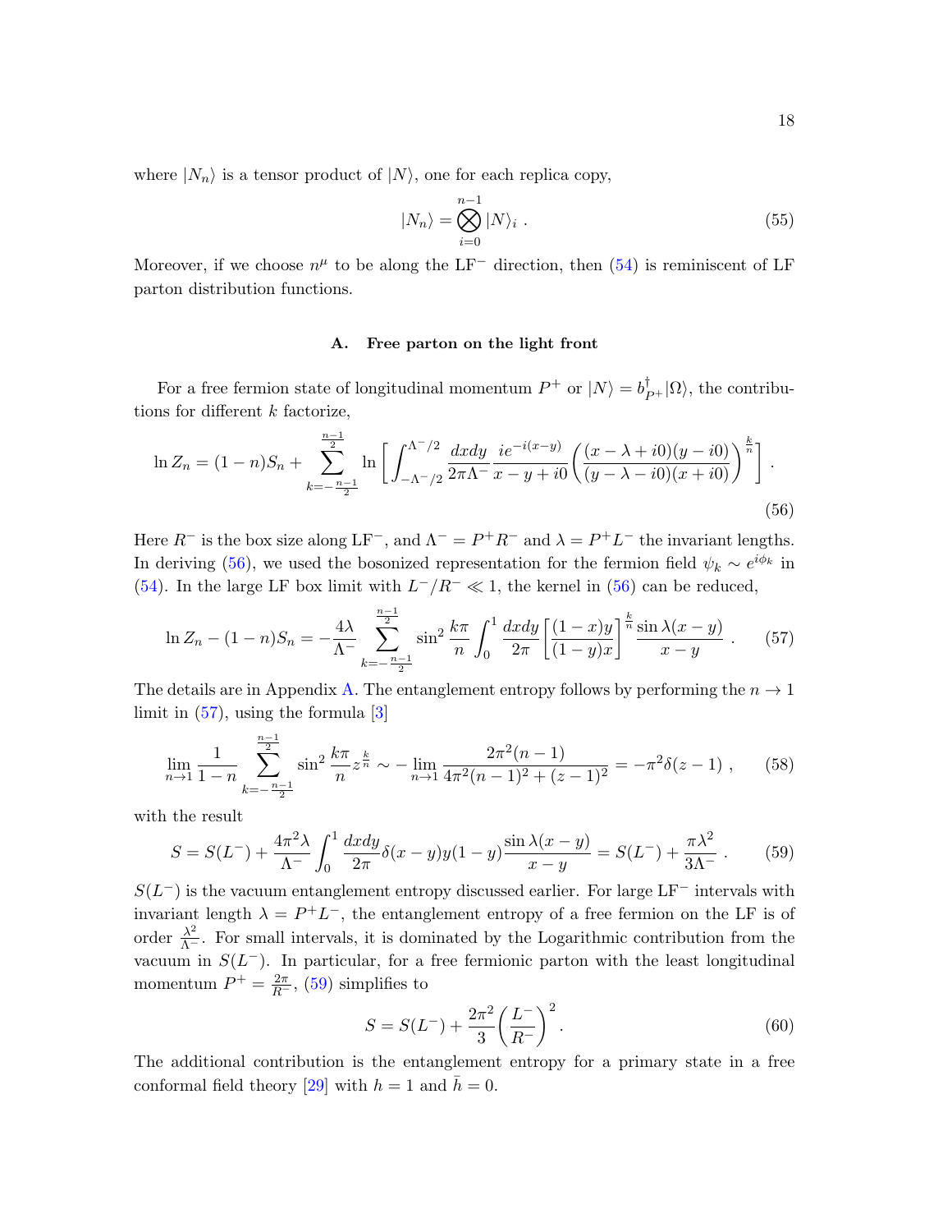where $|N_n\rangle$ is a tensor product of $|N\rangle$, one for each replica copy,

$$
|N_n\rangle = \bigotimes_{i=0}^{n-1} |N\rangle_i \ . \tag{55}
$$

Moreover, if we choose $n^\mu$ to be along the LF$^-$ direction, then (54) is reminiscent of LF parton distribution functions.

### A. Free parton on the light front

For a free fermion state of longitudinal momentum $P^+$ or $|N\rangle = b^\dagger_{P^+}|\Omega\rangle$, the contributions for different $k$ factorize,

$$
\ln Z_n = (1-n)S_n + \sum_{k=-\frac{n-1}{2}}^{\frac{n-1}{2}} \ln\left[\int_{-\Lambda^-/2}^{\Lambda^-/2} \frac{dxdy}{2\pi\Lambda^-} \frac{ie^{-i(x-y)}}{x-y+i0}\left(\frac{(x-\lambda+i0)(y-i0)}{(y-\lambda-i0)(x+i0)}\right)^{\frac{k}{n}}\right] \ . \tag{56}
$$

Here $R^-$ is the box size along LF$^-$, and $\Lambda^- = P^+R^-$ and $\lambda = P^+L^-$ the invariant lengths. In deriving (56), we used the bosonized representation for the fermion field $\psi_k \sim e^{i\phi_k}$ in (54). In the large LF box limit with $L^-/R^- \ll 1$, the kernel in (56) can be reduced,

$$
\ln Z_n - (1-n)S_n = -\frac{4\lambda}{\Lambda^-} \sum_{k=-\frac{n-1}{2}}^{\frac{n-1}{2}} \sin^2\frac{k\pi}{n} \int_0^1 \frac{dxdy}{2\pi}\left[\frac{(1-x)y}{(1-y)x}\right]^{\frac{k}{n}} \frac{\sin\lambda(x-y)}{x-y} \ . \tag{57}
$$

The details are in Appendix A. The entanglement entropy follows by performing the $n \to 1$ limit in (57), using the formula [3]

$$
\lim_{n\to1} \frac{1}{1-n} \sum_{k=-\frac{n-1}{2}}^{\frac{n-1}{2}} \sin^2\frac{k\pi}{n} z^{\frac{k}{n}} \sim -\lim_{n\to1} \frac{2\pi^2(n-1)}{4\pi^2(n-1)^2+(z-1)^2} = -\pi^2\delta(z-1) \ , \tag{58}
$$

with the result

$$
S = S(L^-) + \frac{4\pi^2\lambda}{\Lambda^-}\int_0^1 \frac{dxdy}{2\pi}\delta(x-y)y(1-y)\frac{\sin\lambda(x-y)}{x-y} = S(L^-) + \frac{\pi\lambda^2}{3\Lambda^-} \ . \tag{59}
$$

$S(L^-)$ is the vacuum entanglement entropy discussed earlier. For large LF$^-$ intervals with invariant length $\lambda = P^+L^-$, the entanglement entropy of a free fermion on the LF is of order $\frac{\lambda^2}{\Lambda^-}$. For small intervals, it is dominated by the Logarithmic contribution from the vacuum in $S(L^-)$. In particular, for a free fermionic parton with the least longitudinal momentum $P^+ = \frac{2\pi}{R^-}$, (59) simplifies to

$$
S = S(L^-) + \frac{2\pi^2}{3}\left(\frac{L^-}{R^-}\right)^2 . \tag{60}
$$

The additional contribution is the entanglement entropy for a primary state in a free conformal field theory [29] with $h = 1$ and $\bar{h} = 0$.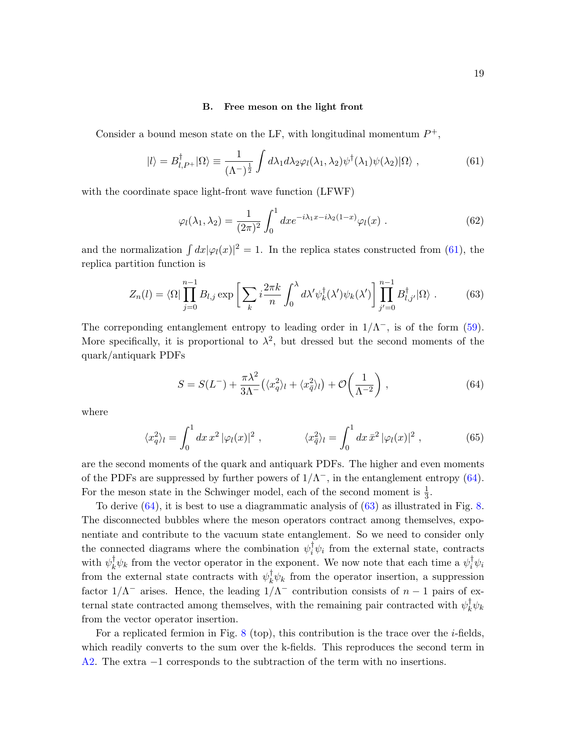### B. Free meson on the light front

Consider a bound meson state on the LF, with longitudinal momentum $P^+$,

$$|l\rangle = B^{\dagger}_{l,P^+}|\Omega\rangle \equiv \frac{1}{(\Lambda^-)^{\frac{1}{2}}}\int d\lambda_1 d\lambda_2 \varphi_l(\lambda_1,\lambda_2)\psi^{\dagger}(\lambda_1)\psi(\lambda_2)|\Omega\rangle \ , \tag{61}$$

with the coordinate space light-front wave function (LFWF)

$$\varphi_l(\lambda_1,\lambda_2) = \frac{1}{(2\pi)^2}\int_0^1 dx e^{-i\lambda_1 x - i\lambda_2(1-x)}\varphi_l(x) \ . \tag{62}$$

and the normalization $\int dx|\varphi_l(x)|^2 = 1$. In the replica states constructed from (61), the replica partition function is

$$Z_n(l) = \langle\Omega|\prod_{j=0}^{n-1} B_{l,j}\exp\left[\sum_k i\frac{2\pi k}{n}\int_0^{\lambda} d\lambda' \psi^{\dagger}_k(\lambda')\psi_k(\lambda')\right]\prod_{j'=0}^{n-1} B^{\dagger}_{l,j'}|\Omega\rangle \ . \tag{63}$$

The correponding entanglement entropy to leading order in $1/\Lambda^-$, is of the form (59). More specifically, it is proportional to $\lambda^2$, but dressed but the second moments of the quark/antiquark PDFs

$$S = S(L^-) + \frac{\pi\lambda^2}{3\Lambda^-}\big(\langle x_q^2\rangle_l + \langle x_{\bar q}^2\rangle_l\big) + \mathcal{O}\bigg(\frac{1}{\Lambda^{-2}}\bigg) \ , \tag{64}$$

where

$$\langle x_q^2\rangle_l = \int_0^1 dx\, x^2\,|\varphi_l(x)|^2 \ , \qquad\qquad \langle x_{\bar q}^2\rangle_l = \int_0^1 dx\, \bar x^2\,|\varphi_l(x)|^2 \ , \tag{65}$$

are the second moments of the quark and antiquark PDFs. The higher and even moments of the PDFs are suppressed by further powers of $1/\Lambda^-$, in the entanglement entropy (64). For the meson state in the Schwinger model, each of the second moment is $\frac{1}{3}$.

To derive (64), it is best to use a diagrammatic analysis of (63) as illustrated in Fig. 8. The disconnected bubbles where the meson operators contract among themselves, exponentiate and contribute to the vacuum state entanglement. So we need to consider only the connected diagrams where the combination $\psi^{\dagger}_i\psi_i$ from the external state, contracts with $\psi^{\dagger}_k\psi_k$ from the vector operator in the exponent. We now note that each time a $\psi^{\dagger}_i\psi_i$ from the external state contracts with $\psi^{\dagger}_k\psi_k$ from the operator insertion, a suppression factor $1/\Lambda^-$ arises. Hence, the leading $1/\Lambda^-$ contribution consists of $n-1$ pairs of external state contracted among themselves, with the remaining pair contracted with $\psi^{\dagger}_k\psi_k$ from the vector operator insertion.

For a replicated fermion in Fig. 8 (top), this contribution is the trace over the $i$-fields, which readily converts to the sum over the k-fields. This reproduces the second term in A2. The extra $-1$ corresponds to the subtraction of the term with no insertions.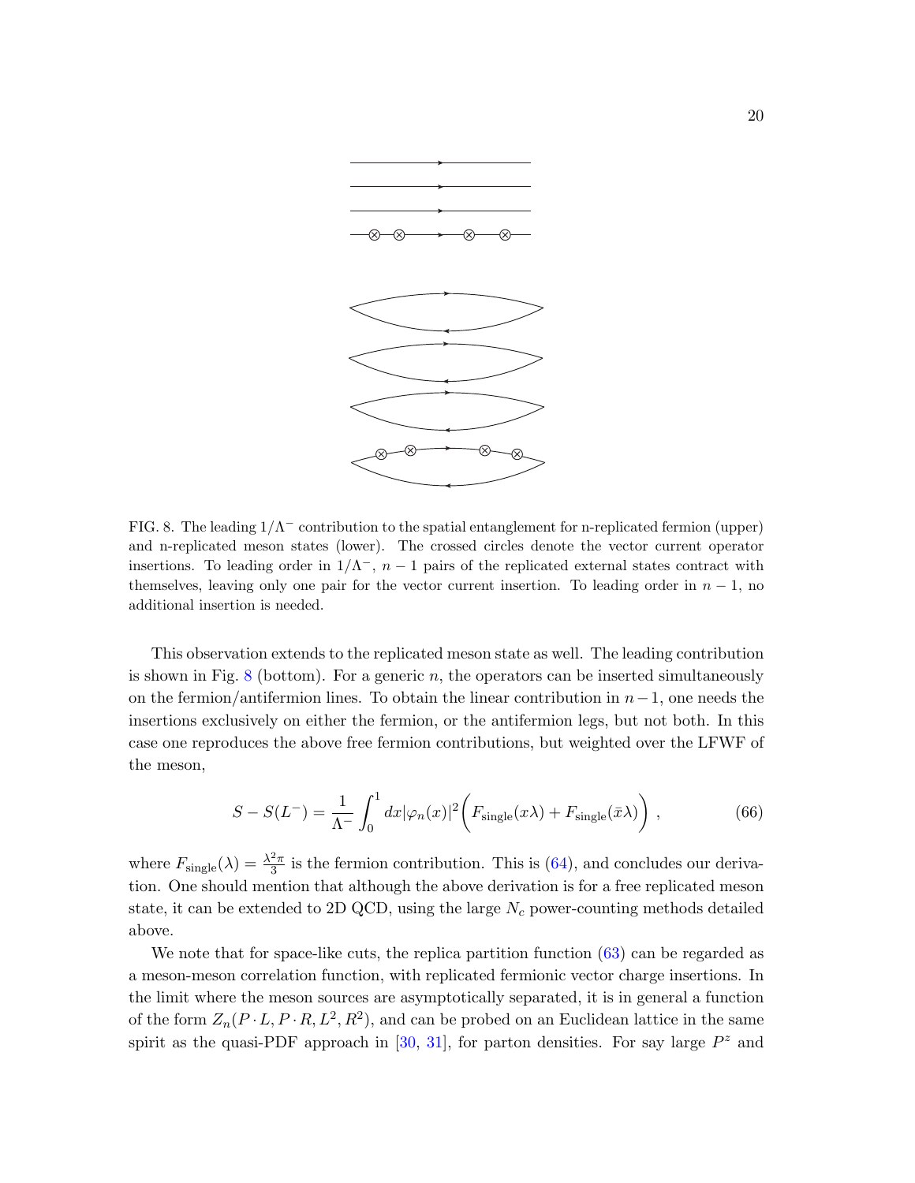FIG. 8. The leading $1/\Lambda^-$ contribution to the spatial entanglement for n-replicated fermion (upper) and n-replicated meson states (lower). The crossed circles denote the vector current operator insertions. To leading order in $1/\Lambda^-$, $n-1$ pairs of the replicated external states contract with themselves, leaving only one pair for the vector current insertion. To leading order in $n-1$, no additional insertion is needed.

This observation extends to the replicated meson state as well. The leading contribution is shown in Fig. 8 (bottom). For a generic $n$, the operators can be inserted simultaneously on the fermion/antifermion lines. To obtain the linear contribution in $n-1$, one needs the insertions exclusively on either the fermion, or the antifermion legs, but not both. In this case one reproduces the above free fermion contributions, but weighted over the LFWF of the meson,

$$S - S(L^-) = \frac{1}{\Lambda^-} \int_0^1 dx |\varphi_n(x)|^2 \bigg( F_{\text{single}}(x\lambda) + F_{\text{single}}(\bar{x}\lambda) \bigg) \ , \tag{66}$$

where $F_{\text{single}}(\lambda) = \frac{\lambda^2 \pi}{3}$ is the fermion contribution. This is (64), and concludes our derivation. One should mention that although the above derivation is for a free replicated meson state, it can be extended to 2D QCD, using the large $N_c$ power-counting methods detailed above.

We note that for space-like cuts, the replica partition function (63) can be regarded as a meson-meson correlation function, with replicated fermionic vector charge insertions. In the limit where the meson sources are asymptotically separated, it is in general a function of the form $Z_n(P \cdot L, P \cdot R, L^2, R^2)$, and can be probed on an Euclidean lattice in the same spirit as the quasi-PDF approach in [30, 31], for parton densities. For say large $P^z$ and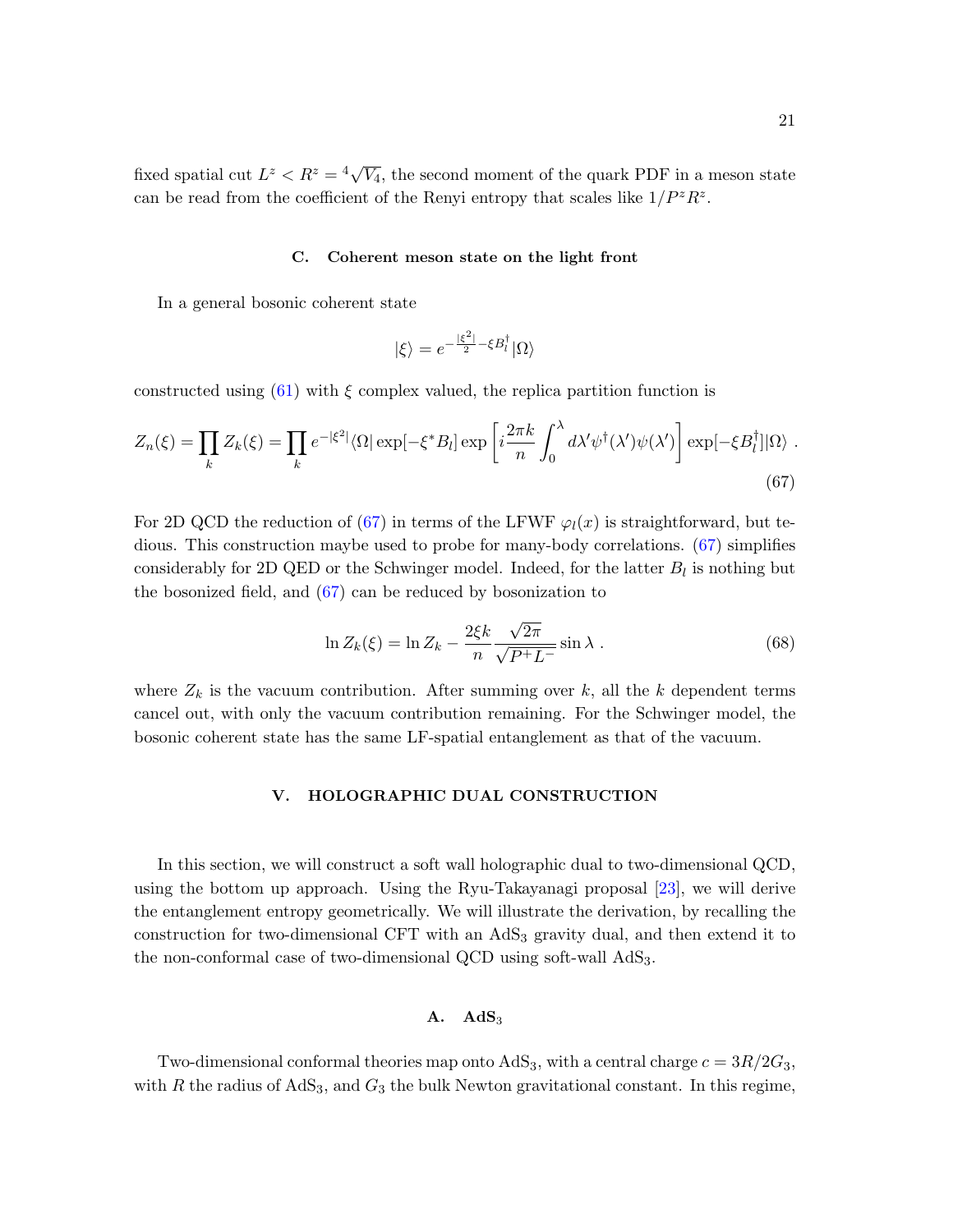fixed spatial cut $L^z < R^z = \sqrt[4]{V_4}$, the second moment of the quark PDF in a meson state can be read from the coefficient of the Renyi entropy that scales like $1/P^zR^z$.

### C. Coherent meson state on the light front

In a general bosonic coherent state

$$|\xi\rangle = e^{-\frac{|\xi^2|}{2} - \xi B_l^\dagger}|\Omega\rangle$$

constructed using (61) with $\xi$ complex valued, the replica partition function is

$$Z_n(\xi) = \prod_k Z_k(\xi) = \prod_k e^{-|\xi^2|}\langle\Omega|\exp[-\xi^* B_l]\exp\left[i\frac{2\pi k}{n}\int_0^\lambda d\lambda'\psi^\dagger(\lambda')\psi(\lambda')\right]\exp[-\xi B_l^\dagger]|\Omega\rangle\ . \tag{67}$$

For 2D QCD the reduction of (67) in terms of the LFWF $\varphi_l(x)$ is straightforward, but tedious. This construction maybe used to probe for many-body correlations. (67) simplifies considerably for 2D QED or the Schwinger model. Indeed, for the latter $B_l$ is nothing but the bosonized field, and (67) can be reduced by bosonization to

$$\ln Z_k(\xi) = \ln Z_k - \frac{2\xi k}{n}\frac{\sqrt{2\pi}}{\sqrt{P^+L^-}}\sin\lambda\ . \tag{68}$$

where $Z_k$ is the vacuum contribution. After summing over $k$, all the $k$ dependent terms cancel out, with only the vacuum contribution remaining. For the Schwinger model, the bosonic coherent state has the same LF-spatial entanglement as that of the vacuum.

## V. HOLOGRAPHIC DUAL CONSTRUCTION

In this section, we will construct a soft wall holographic dual to two-dimensional QCD, using the bottom up approach. Using the Ryu-Takayanagi proposal [23], we will derive the entanglement entropy geometrically. We will illustrate the derivation, by recalling the construction for two-dimensional CFT with an $\mathrm{AdS}_3$ gravity dual, and then extend it to the non-conformal case of two-dimensional QCD using soft-wall $\mathrm{AdS}_3$.

### A. $\mathrm{AdS}_3$

Two-dimensional conformal theories map onto $\mathrm{AdS}_3$, with a central charge $c = 3R/2G_3$, with $R$ the radius of $\mathrm{AdS}_3$, and $G_3$ the bulk Newton gravitational constant. In this regime,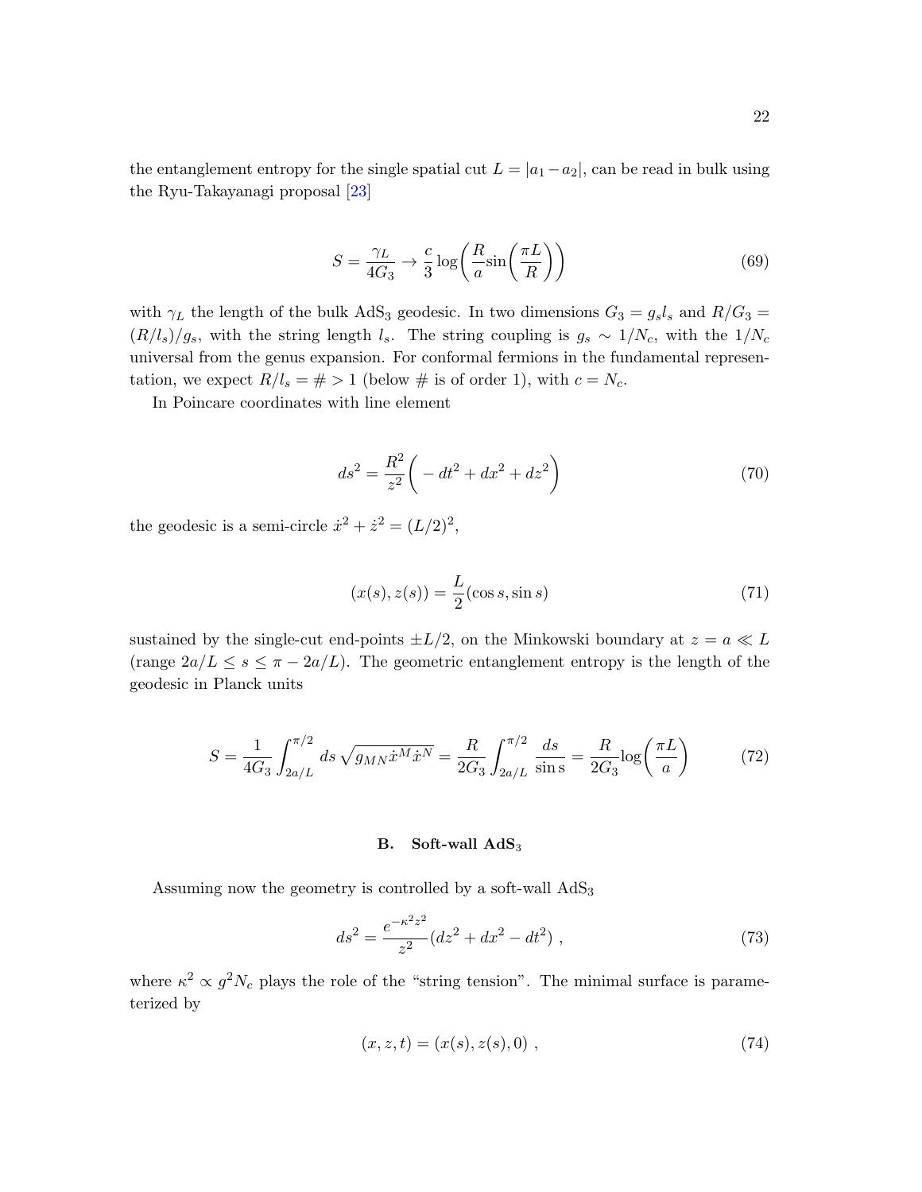the entanglement entropy for the single spatial cut $L = |a_1 - a_2|$, can be read in bulk using the Ryu-Takayanagi proposal [23]

$$S = \frac{\gamma_L}{4G_3} \to \frac{c}{3}\log\bigg(\frac{R}{a}\sin\bigg(\frac{\pi L}{R}\bigg)\bigg) \tag{69}$$

with $\gamma_L$ the length of the bulk $\mathrm{AdS}_3$ geodesic. In two dimensions $G_3 = g_s l_s$ and $R/G_3 = (R/l_s)/g_s$, with the string length $l_s$. The string coupling is $g_s \sim 1/N_c$, with the $1/N_c$ universal from the genus expansion. For conformal fermions in the fundamental representation, we expect $R/l_s = \# > 1$ (below # is of order 1), with $c = N_c$.

In Poincare coordinates with line element

$$ds^2 = \frac{R^2}{z^2}\bigg(-dt^2 + dx^2 + dz^2\bigg) \tag{70}$$

the geodesic is a semi-circle $\dot{x}^2 + \dot{z}^2 = (L/2)^2$,

$$(x(s), z(s)) = \frac{L}{2}(\cos s, \sin s) \tag{71}$$

sustained by the single-cut end-points $\pm L/2$, on the Minkowski boundary at $z = a \ll L$ (range $2a/L \leq s \leq \pi - 2a/L$). The geometric entanglement entropy is the length of the geodesic in Planck units

$$S = \frac{1}{4G_3}\int_{2a/L}^{\pi/2} ds\, \sqrt{g_{MN}\dot{x}^M\dot{x}^N} = \frac{R}{2G_3}\int_{2a/L}^{\pi/2} \frac{ds}{\sin s} = \frac{R}{2G_3}\log\bigg(\frac{\pi L}{a}\bigg) \tag{72}$$

### B. Soft-wall AdS$_3$

Assuming now the geometry is controlled by a soft-wall $\mathrm{AdS}_3$

$$ds^2 = \frac{e^{-\kappa^2 z^2}}{z^2}(dz^2 + dx^2 - dt^2)\;, \tag{73}$$

where $\kappa^2 \propto g^2 N_c$ plays the role of the "string tension". The minimal surface is parameterized by

$$(x, z, t) = (x(s), z(s), 0)\;, \tag{74}$$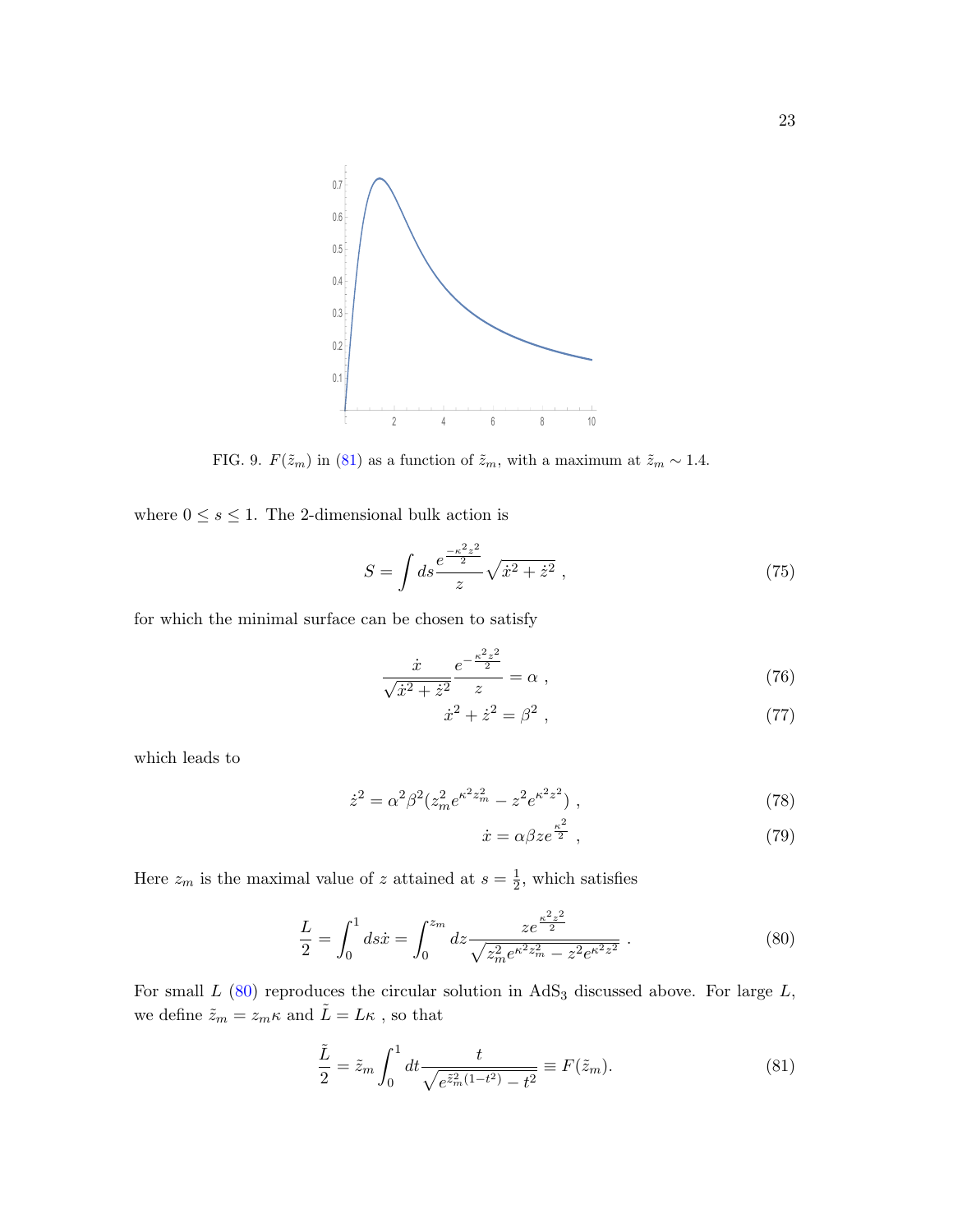FIG. 9. $F(\tilde{z}_m)$ in (81) as a function of $\tilde{z}_m$, with a maximum at $\tilde{z}_m \sim 1.4$.

where $0 \le s \le 1$. The 2-dimensional bulk action is

$$S = \int ds \frac{e^{\frac{-\kappa^2 z^2}{2}}}{z} \sqrt{\dot{x}^2 + \dot{z}^2} \ , \tag{75}$$

for which the minimal surface can be chosen to satisfy

$$\frac{\dot{x}}{\sqrt{\dot{x}^2 + \dot{z}^2}} \frac{e^{-\frac{\kappa^2 z^2}{2}}}{z} = \alpha \ , \tag{76}$$

$$\dot{x}^2 + \dot{z}^2 = \beta^2 \ , \tag{77}$$

which leads to

$$\dot{z}^2 = \alpha^2 \beta^2 (z_m^2 e^{\kappa^2 z_m^2} - z^2 e^{\kappa^2 z^2}) \ , \tag{78}$$

$$\dot{x} = \alpha \beta z e^{\frac{\kappa^2}{2}} \ , \tag{79}$$

Here $z_m$ is the maximal value of $z$ attained at $s = \frac{1}{2}$, which satisfies

$$\frac{L}{2} = \int_0^1 ds \dot{x} = \int_0^{z_m} dz \frac{z e^{\frac{\kappa^2 z^2}{2}}}{\sqrt{z_m^2 e^{\kappa^2 z_m^2} - z^2 e^{\kappa^2 z^2}}} \ . \tag{80}$$

For small $L$ (80) reproduces the circular solution in $\mathrm{AdS}_3$ discussed above. For large $L$, we define $\tilde{z}_m = z_m \kappa$ and $\tilde{L} = L\kappa$ , so that

$$\frac{\tilde{L}}{2} = \tilde{z}_m \int_0^1 dt \frac{t}{\sqrt{e^{\tilde{z}_m^2(1-t^2)} - t^2}} \equiv F(\tilde{z}_m). \tag{81}$$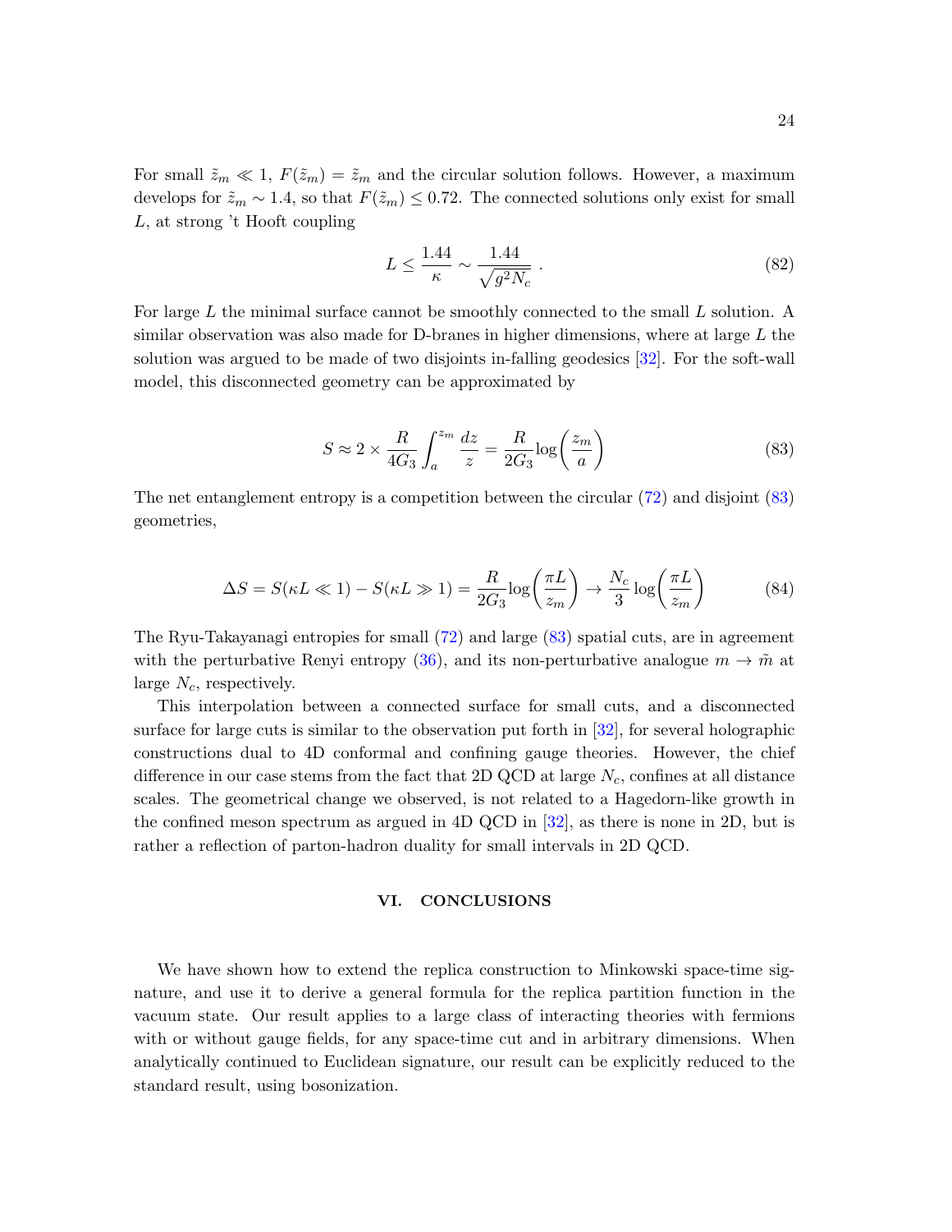For small $\tilde{z}_m \ll 1$, $F(\tilde{z}_m) = \tilde{z}_m$ and the circular solution follows. However, a maximum develops for $\tilde{z}_m \sim 1.4$, so that $F(\tilde{z}_m) \leq 0.72$. The connected solutions only exist for small $L$, at strong 't Hooft coupling

$$L \leq \frac{1.44}{\kappa} \sim \frac{1.44}{\sqrt{g^2 N_c}} \ . \tag{82}$$

For large $L$ the minimal surface cannot be smoothly connected to the small $L$ solution. A similar observation was also made for D-branes in higher dimensions, where at large $L$ the solution was argued to be made of two disjoints in-falling geodesics [32]. For the soft-wall model, this disconnected geometry can be approximated by

$$S \approx 2 \times \frac{R}{4G_3} \int_a^{z_m} \frac{dz}{z} = \frac{R}{2G_3} \log\left(\frac{z_m}{a}\right) \tag{83}$$

The net entanglement entropy is a competition between the circular (72) and disjoint (83) geometries,

$$\Delta S = S(\kappa L \ll 1) - S(\kappa L \gg 1) = \frac{R}{2G_3} \log\left(\frac{\pi L}{z_m}\right) \to \frac{N_c}{3} \log\left(\frac{\pi L}{z_m}\right) \tag{84}$$

The Ryu-Takayanagi entropies for small (72) and large (83) spatial cuts, are in agreement with the perturbative Renyi entropy (36), and its non-perturbative analogue $m \to \tilde{m}$ at large $N_c$, respectively.

This interpolation between a connected surface for small cuts, and a disconnected surface for large cuts is similar to the observation put forth in [32], for several holographic constructions dual to 4D conformal and confining gauge theories. However, the chief difference in our case stems from the fact that 2D QCD at large $N_c$, confines at all distance scales. The geometrical change we observed, is not related to a Hagedorn-like growth in the confined meson spectrum as argued in 4D QCD in [32], as there is none in 2D, but is rather a reflection of parton-hadron duality for small intervals in 2D QCD.

## VI. CONCLUSIONS

We have shown how to extend the replica construction to Minkowski space-time signature, and use it to derive a general formula for the replica partition function in the vacuum state. Our result applies to a large class of interacting theories with fermions with or without gauge fields, for any space-time cut and in arbitrary dimensions. When analytically continued to Euclidean signature, our result can be explicitly reduced to the standard result, using bosonization.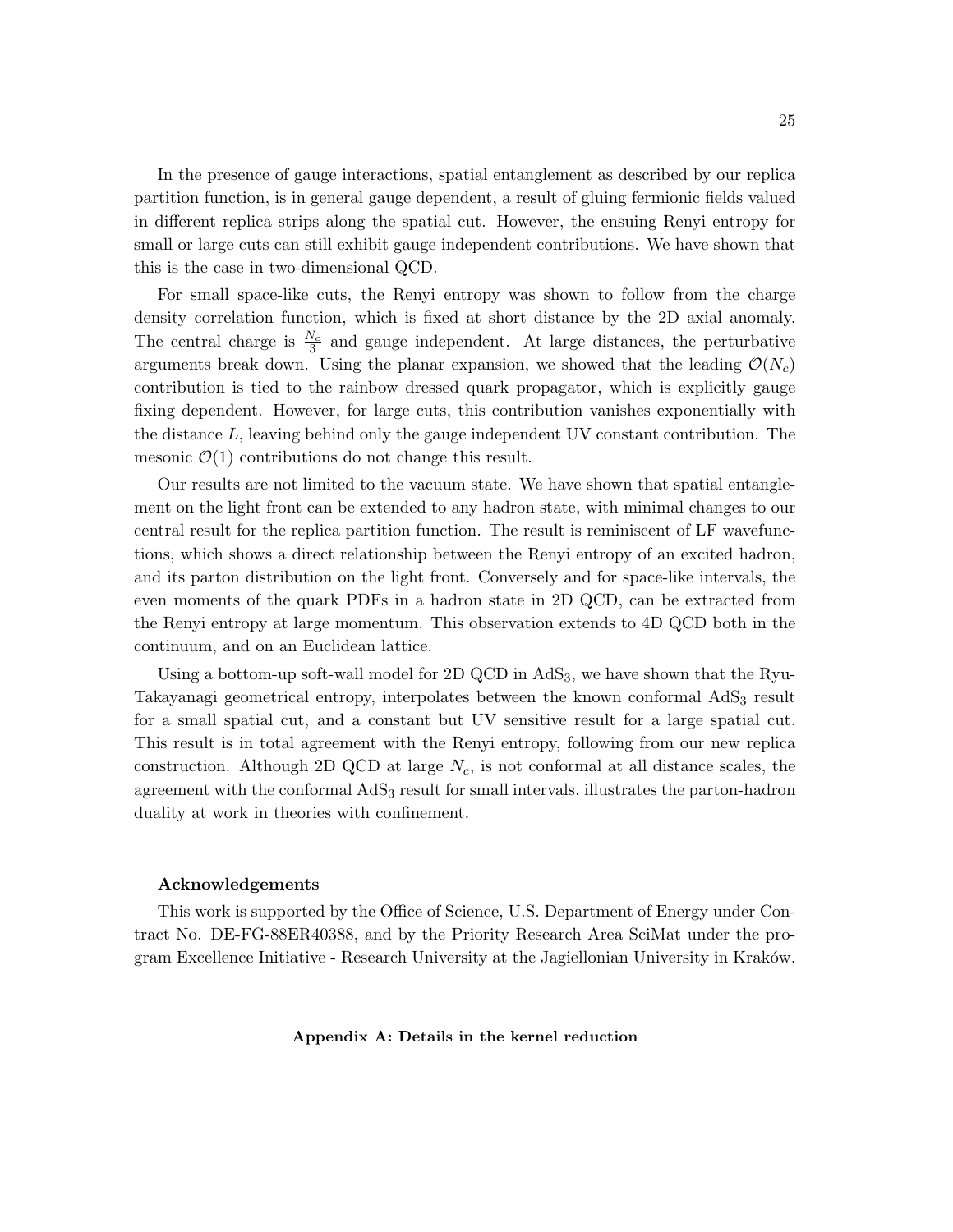In the presence of gauge interactions, spatial entanglement as described by our replica partition function, is in general gauge dependent, a result of gluing fermionic fields valued in different replica strips along the spatial cut. However, the ensuing Renyi entropy for small or large cuts can still exhibit gauge independent contributions. We have shown that this is the case in two-dimensional QCD.

For small space-like cuts, the Renyi entropy was shown to follow from the charge density correlation function, which is fixed at short distance by the 2D axial anomaly. The central charge is $\frac{N_c}{3}$ and gauge independent. At large distances, the perturbative arguments break down. Using the planar expansion, we showed that the leading $\mathcal{O}(N_c)$ contribution is tied to the rainbow dressed quark propagator, which is explicitly gauge fixing dependent. However, for large cuts, this contribution vanishes exponentially with the distance $L$, leaving behind only the gauge independent UV constant contribution. The mesonic $\mathcal{O}(1)$ contributions do not change this result.

Our results are not limited to the vacuum state. We have shown that spatial entanglement on the light front can be extended to any hadron state, with minimal changes to our central result for the replica partition function. The result is reminiscent of LF wavefunctions, which shows a direct relationship between the Renyi entropy of an excited hadron, and its parton distribution on the light front. Conversely and for space-like intervals, the even moments of the quark PDFs in a hadron state in 2D QCD, can be extracted from the Renyi entropy at large momentum. This observation extends to 4D QCD both in the continuum, and on an Euclidean lattice.

Using a bottom-up soft-wall model for 2D QCD in $\mathrm{AdS}_3$, we have shown that the Ryu-Takayanagi geometrical entropy, interpolates between the known conformal $\mathrm{AdS}_3$ result for a small spatial cut, and a constant but UV sensitive result for a large spatial cut. This result is in total agreement with the Renyi entropy, following from our new replica construction. Although 2D QCD at large $N_c$, is not conformal at all distance scales, the agreement with the conformal $\mathrm{AdS}_3$ result for small intervals, illustrates the parton-hadron duality at work in theories with confinement.

#### Acknowledgements

This work is supported by the Office of Science, U.S. Department of Energy under Contract No. DE-FG-88ER40388, and by the Priority Research Area SciMat under the program Excellence Initiative - Research University at the Jagiellonian University in Kraków.

## Appendix A: Details in the kernel reduction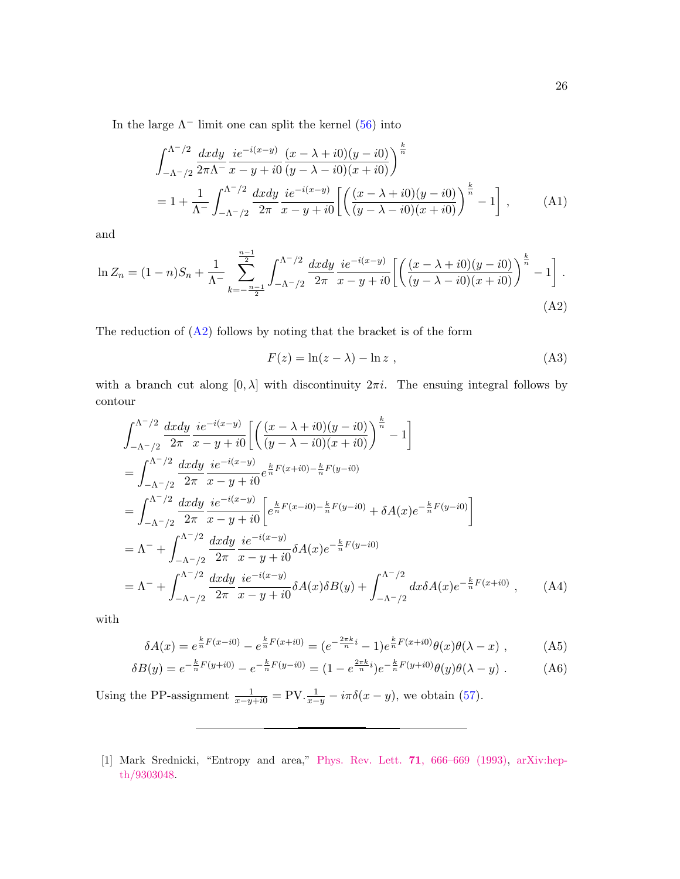In the large $\Lambda^-$ limit one can split the kernel (56) into

$$
\begin{aligned}
&\int_{-\Lambda^-/2}^{\Lambda^-/2} \frac{dxdy}{2\pi\Lambda^-}\, \frac{ie^{-i(x-y)}}{x-y+i0}\, \frac{(x-\lambda+i0)(y-i0)}{(y-\lambda-i0)(x+i0)}\Bigg)^{\frac{k}{n}} \\
&= 1 + \frac{1}{\Lambda^-}\int_{-\Lambda^-/2}^{\Lambda^-/2} \frac{dxdy}{2\pi}\, \frac{ie^{-i(x-y)}}{x-y+i0}\left[\left(\frac{(x-\lambda+i0)(y-i0)}{(y-\lambda-i0)(x+i0)}\right)^{\frac{k}{n}} - 1\right] ,
\end{aligned} \tag{A1}
$$

and

$$
\ln Z_n = (1-n)S_n + \frac{1}{\Lambda^-}\sum_{k=-\frac{n-1}{2}}^{\frac{n-1}{2}} \int_{-\Lambda^-/2}^{\Lambda^-/2} \frac{dxdy}{2\pi}\, \frac{ie^{-i(x-y)}}{x-y+i0}\left[\left(\frac{(x-\lambda+i0)(y-i0)}{(y-\lambda-i0)(x+i0)}\right)^{\frac{k}{n}} - 1\right] . \tag{A2}
$$

The reduction of (A2) follows by noting that the bracket is of the form

$$
F(z) = \ln(z-\lambda) - \ln z \ , \tag{A3}
$$

with a branch cut along $[0, \lambda]$ with discontinuity $2\pi i$. The ensuing integral follows by contour

$$
\begin{aligned}
&\int_{-\Lambda^-/2}^{\Lambda^-/2} \frac{dxdy}{2\pi}\, \frac{ie^{-i(x-y)}}{x-y+i0}\left[\left(\frac{(x-\lambda+i0)(y-i0)}{(y-\lambda-i0)(x+i0)}\right)^{\frac{k}{n}} - 1\right] \\
&= \int_{-\Lambda^-/2}^{\Lambda^-/2} \frac{dxdy}{2\pi}\, \frac{ie^{-i(x-y)}}{x-y+i0} e^{\frac{k}{n}F(x+i0)-\frac{k}{n}F(y-i0)} \\
&= \int_{-\Lambda^-/2}^{\Lambda^-/2} \frac{dxdy}{2\pi}\, \frac{ie^{-i(x-y)}}{x-y+i0}\left[e^{\frac{k}{n}F(x-i0)-\frac{k}{n}F(y-i0)} + \delta A(x) e^{-\frac{k}{n}F(y-i0)}\right] \\
&= \Lambda^- + \int_{-\Lambda^-/2}^{\Lambda^-/2} \frac{dxdy}{2\pi}\, \frac{ie^{-i(x-y)}}{x-y+i0}\delta A(x) e^{-\frac{k}{n}F(y-i0)} \\
&= \Lambda^- + \int_{-\Lambda^-/2}^{\Lambda^-/2} \frac{dxdy}{2\pi}\, \frac{ie^{-i(x-y)}}{x-y+i0}\delta A(x)\delta B(y) + \int_{-\Lambda^-/2}^{\Lambda^-/2} dx \delta A(x) e^{-\frac{k}{n}F(x+i0)} ,
\end{aligned} \tag{A4}
$$

with

$$
\delta A(x) = e^{\frac{k}{n}F(x-i0)} - e^{\frac{k}{n}F(x+i0)} = (e^{-\frac{2\pi k}{n}i} - 1) e^{\frac{k}{n}F(x+i0)}\theta(x)\theta(\lambda - x) , \tag{A5}
$$

$$
\delta B(y) = e^{-\frac{k}{n}F(y+i0)} - e^{-\frac{k}{n}F(y-i0)} = (1 - e^{\frac{2\pi k}{n}i}) e^{-\frac{k}{n}F(y+i0)}\theta(y)\theta(\lambda - y) . \tag{A6}
$$

Using the PP-assignment $\frac{1}{x-y+i0} = \text{PV}.\frac{1}{x-y} - i\pi\delta(x-y)$, we obtain (57).

---

[1] Mark Srednicki, "Entropy and area," Phys. Rev. Lett. **71**, 666–669 (1993), arXiv:hep-th/9303048.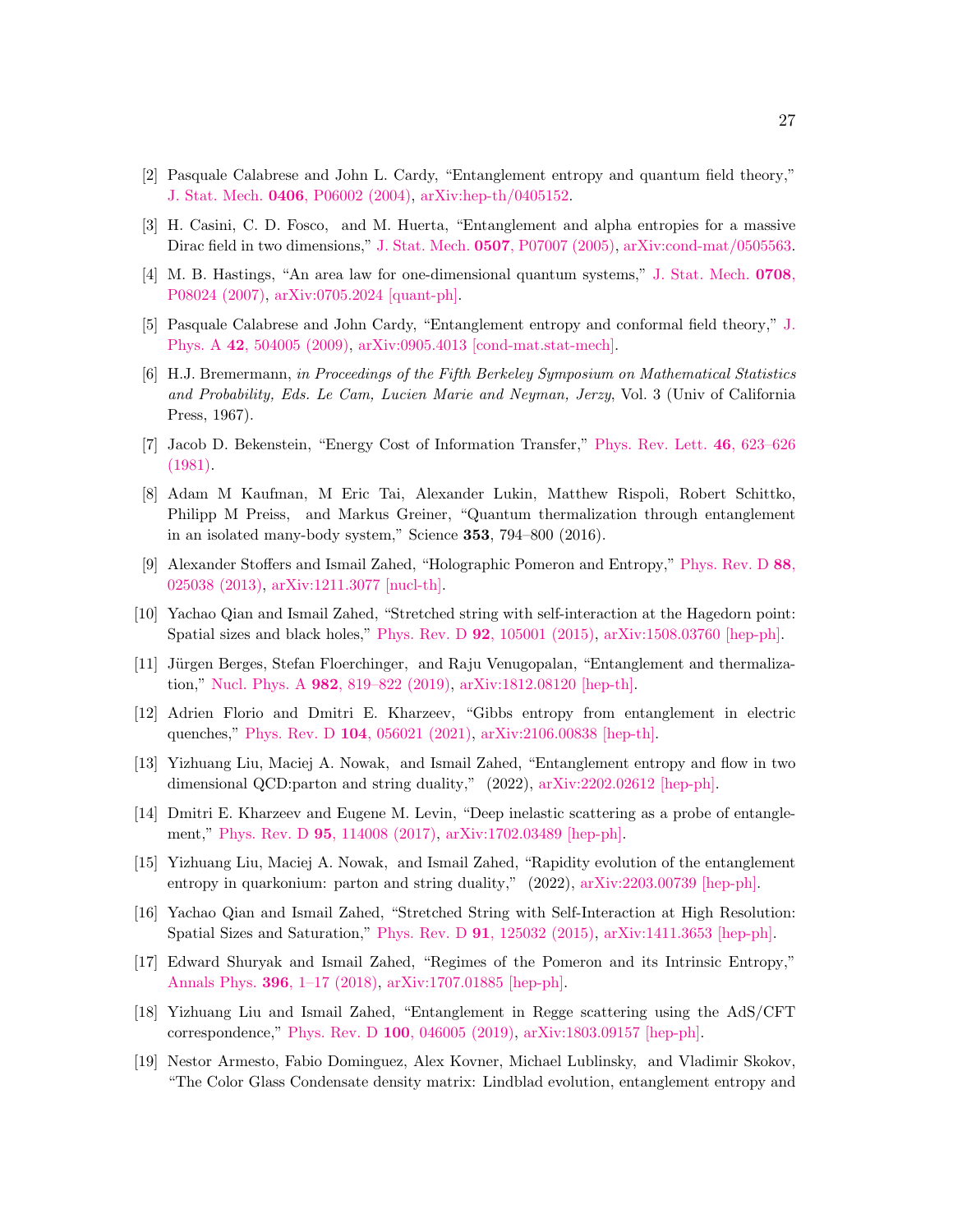[2] Pasquale Calabrese and John L. Cardy, "Entanglement entropy and quantum field theory," J. Stat. Mech. **0406**, P06002 (2004), arXiv:hep-th/0405152.

[3] H. Casini, C. D. Fosco, and M. Huerta, "Entanglement and alpha entropies for a massive Dirac field in two dimensions," J. Stat. Mech. **0507**, P07007 (2005), arXiv:cond-mat/0505563.

[4] M. B. Hastings, "An area law for one-dimensional quantum systems," J. Stat. Mech. **0708**, P08024 (2007), arXiv:0705.2024 [quant-ph].

[5] Pasquale Calabrese and John Cardy, "Entanglement entropy and conformal field theory," J. Phys. A **42**, 504005 (2009), arXiv:0905.4013 [cond-mat.stat-mech].

[6] H.J. Bremermann, *in Proceedings of the Fifth Berkeley Symposium on Mathematical Statistics and Probability, Eds. Le Cam, Lucien Marie and Neyman, Jerzy*, Vol. 3 (Univ of California Press, 1967).

[7] Jacob D. Bekenstein, "Energy Cost of Information Transfer," Phys. Rev. Lett. **46**, 623–626 (1981).

[8] Adam M Kaufman, M Eric Tai, Alexander Lukin, Matthew Rispoli, Robert Schittko, Philipp M Preiss, and Markus Greiner, "Quantum thermalization through entanglement in an isolated many-body system," Science **353**, 794–800 (2016).

[9] Alexander Stoffers and Ismail Zahed, "Holographic Pomeron and Entropy," Phys. Rev. D **88**, 025038 (2013), arXiv:1211.3077 [nucl-th].

[10] Yachao Qian and Ismail Zahed, "Stretched string with self-interaction at the Hagedorn point: Spatial sizes and black holes," Phys. Rev. D **92**, 105001 (2015), arXiv:1508.03760 [hep-ph].

[11] Jürgen Berges, Stefan Floerchinger, and Raju Venugopalan, "Entanglement and thermalization," Nucl. Phys. A **982**, 819–822 (2019), arXiv:1812.08120 [hep-th].

[12] Adrien Florio and Dmitri E. Kharzeev, "Gibbs entropy from entanglement in electric quenches," Phys. Rev. D **104**, 056021 (2021), arXiv:2106.00838 [hep-th].

[13] Yizhuang Liu, Maciej A. Nowak, and Ismail Zahed, "Entanglement entropy and flow in two dimensional QCD:parton and string duality," (2022), arXiv:2202.02612 [hep-ph].

[14] Dmitri E. Kharzeev and Eugene M. Levin, "Deep inelastic scattering as a probe of entanglement," Phys. Rev. D **95**, 114008 (2017), arXiv:1702.03489 [hep-ph].

[15] Yizhuang Liu, Maciej A. Nowak, and Ismail Zahed, "Rapidity evolution of the entanglement entropy in quarkonium: parton and string duality," (2022), arXiv:2203.00739 [hep-ph].

[16] Yachao Qian and Ismail Zahed, "Stretched String with Self-Interaction at High Resolution: Spatial Sizes and Saturation," Phys. Rev. D **91**, 125032 (2015), arXiv:1411.3653 [hep-ph].

[17] Edward Shuryak and Ismail Zahed, "Regimes of the Pomeron and its Intrinsic Entropy," Annals Phys. **396**, 1–17 (2018), arXiv:1707.01885 [hep-ph].

[18] Yizhuang Liu and Ismail Zahed, "Entanglement in Regge scattering using the AdS/CFT correspondence," Phys. Rev. D **100**, 046005 (2019), arXiv:1803.09157 [hep-ph].

[19] Nestor Armesto, Fabio Dominguez, Alex Kovner, Michael Lublinsky, and Vladimir Skokov, "The Color Glass Condensate density matrix: Lindblad evolution, entanglement entropy and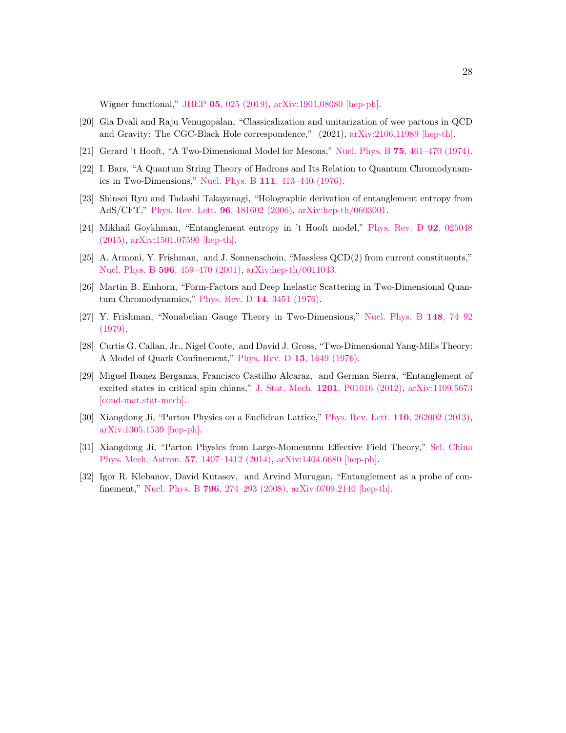Wigner functional," JHEP **05**, 025 (2019), arXiv:1901.08080 [hep-ph].

[20] Gia Dvali and Raju Venugopalan, "Classicalization and unitarization of wee partons in QCD and Gravity: The CGC-Black Hole correspondence," (2021), arXiv:2106.11989 [hep-th].

[21] Gerard 't Hooft, "A Two-Dimensional Model for Mesons," Nucl. Phys. B **75**, 461–470 (1974).

[22] I. Bars, "A Quantum String Theory of Hadrons and Its Relation to Quantum Chromodynamics in Two-Dimensions," Nucl. Phys. B **111**, 413–440 (1976).

[23] Shinsei Ryu and Tadashi Takayanagi, "Holographic derivation of entanglement entropy from AdS/CFT," Phys. Rev. Lett. **96**, 181602 (2006), arXiv:hep-th/0603001.

[24] Mikhail Goykhman, "Entanglement entropy in 't Hooft model," Phys. Rev. D **92**, 025048 (2015), arXiv:1501.07590 [hep-th].

[25] A. Armoni, Y. Frishman, and J. Sonnenschein, "Massless QCD(2) from current constituents," Nucl. Phys. B **596**, 459–470 (2001), arXiv:hep-th/0011043.

[26] Martin B. Einhorn, "Form-Factors and Deep Inelastic Scattering in Two-Dimensional Quantum Chromodynamics," Phys. Rev. D **14**, 3451 (1976).

[27] Y. Frishman, "Nonabelian Gauge Theory in Two-Dimensions," Nucl. Phys. B **148**, 74–92 (1979).

[28] Curtis G. Callan, Jr., Nigel Coote, and David J. Gross, "Two-Dimensional Yang-Mills Theory: A Model of Quark Confinement," Phys. Rev. D **13**, 1649 (1976).

[29] Miguel Ibanez Berganza, Francisco Castilho Alcaraz, and German Sierra, "Entanglement of excited states in critical spin chians," J. Stat. Mech. **1201**, P01016 (2012), arXiv:1109.5673 [cond-mat.stat-mech].

[30] Xiangdong Ji, "Parton Physics on a Euclidean Lattice," Phys. Rev. Lett. **110**, 262002 (2013), arXiv:1305.1539 [hep-ph].

[31] Xiangdong Ji, "Parton Physics from Large-Momentum Effective Field Theory," Sci. China Phys. Mech. Astron. **57**, 1407–1412 (2014), arXiv:1404.6680 [hep-ph].

[32] Igor R. Klebanov, David Kutasov, and Arvind Murugan, "Entanglement as a probe of confinement," Nucl. Phys. B **796**, 274–293 (2008), arXiv:0709.2140 [hep-th].